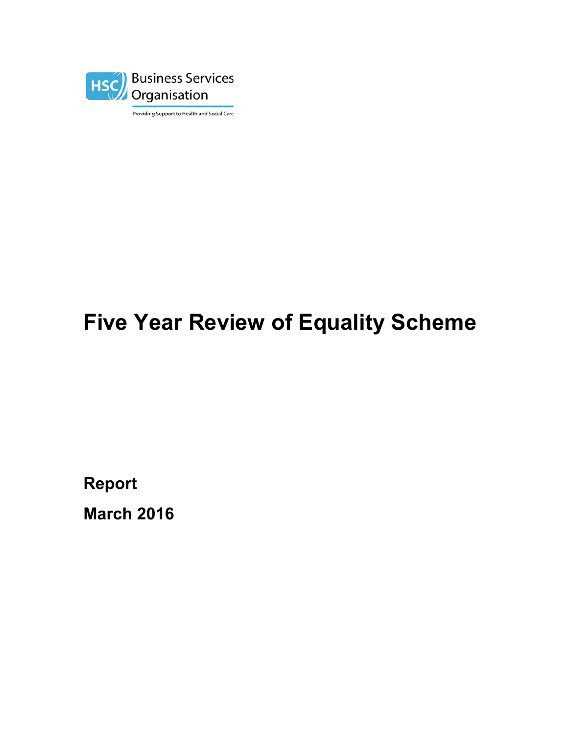HSC Business Services Organisation

Providing Support to Health and Social Care

# Five Year Review of Equality Scheme

**Report**

**March 2016**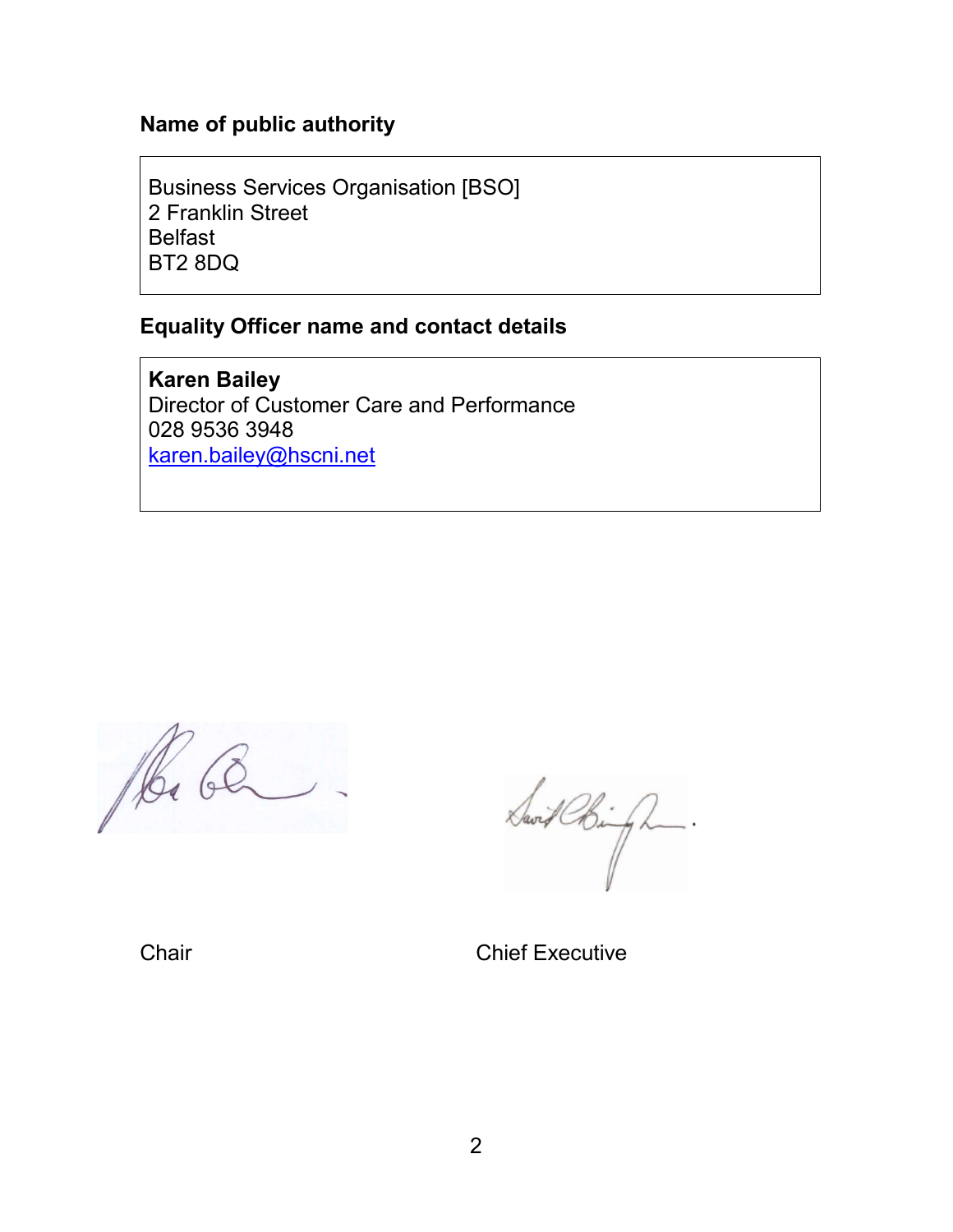**Name of public authority**

Business Services Organisation [BSO]
2 Franklin Street
Belfast
BT2 8DQ

**Equality Officer name and contact details**

**Karen Bailey**
Director of Customer Care and Performance
028 9536 3948
karen.bailey@hscni.net

Chair

Chief Executive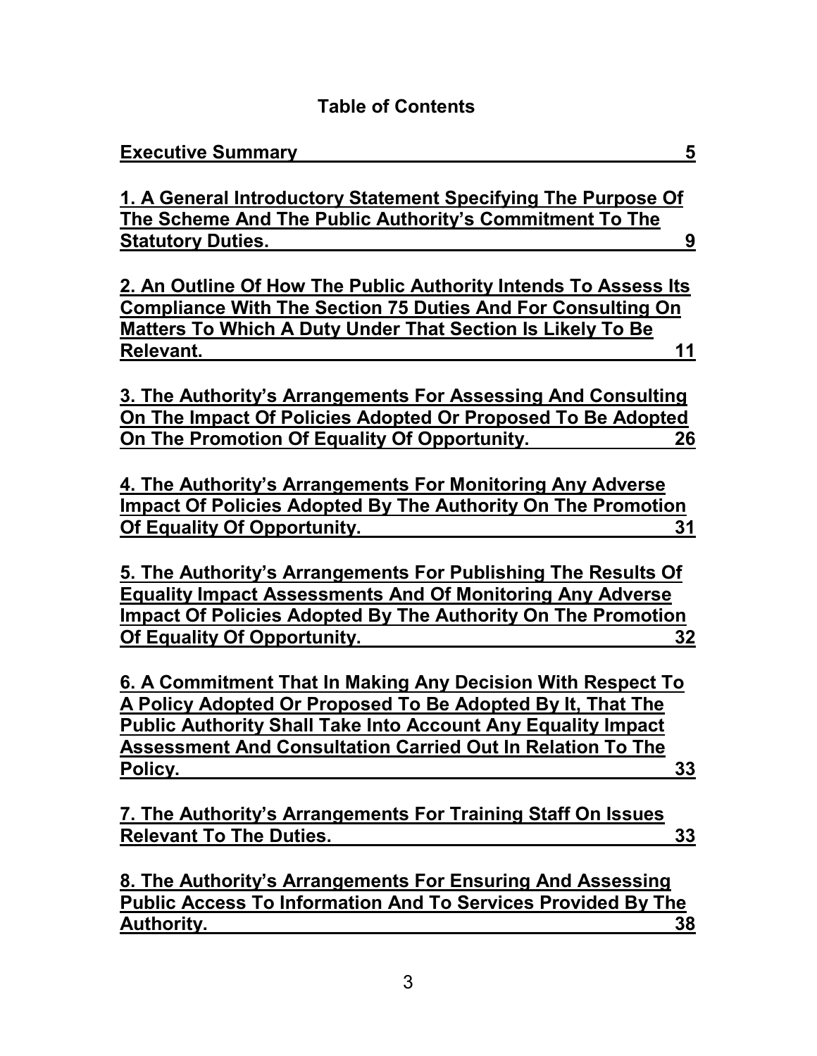# Table of Contents

| | |
|---|---|
| **Executive Summary** | **5** |
| **1. A General Introductory Statement Specifying The Purpose Of The Scheme And The Public Authority's Commitment To The Statutory Duties.** | **9** |
| **2. An Outline Of How The Public Authority Intends To Assess Its Compliance With The Section 75 Duties And For Consulting On Matters To Which A Duty Under That Section Is Likely To Be Relevant.** | **11** |
| **3. The Authority's Arrangements For Assessing And Consulting On The Impact Of Policies Adopted Or Proposed To Be Adopted On The Promotion Of Equality Of Opportunity.** | **26** |
| **4. The Authority's Arrangements For Monitoring Any Adverse Impact Of Policies Adopted By The Authority On The Promotion Of Equality Of Opportunity.** | **31** |
| **5. The Authority's Arrangements For Publishing The Results Of Equality Impact Assessments And Of Monitoring Any Adverse Impact Of Policies Adopted By The Authority On The Promotion Of Equality Of Opportunity.** | **32** |
| **6. A Commitment That In Making Any Decision With Respect To A Policy Adopted Or Proposed To Be Adopted By It, That The Public Authority Shall Take Into Account Any Equality Impact Assessment And Consultation Carried Out In Relation To The Policy.** | **33** |
| **7. The Authority's Arrangements For Training Staff On Issues Relevant To The Duties.** | **33** |
| **8. The Authority's Arrangements For Ensuring And Assessing Public Access To Information And To Services Provided By The Authority.** | **38** |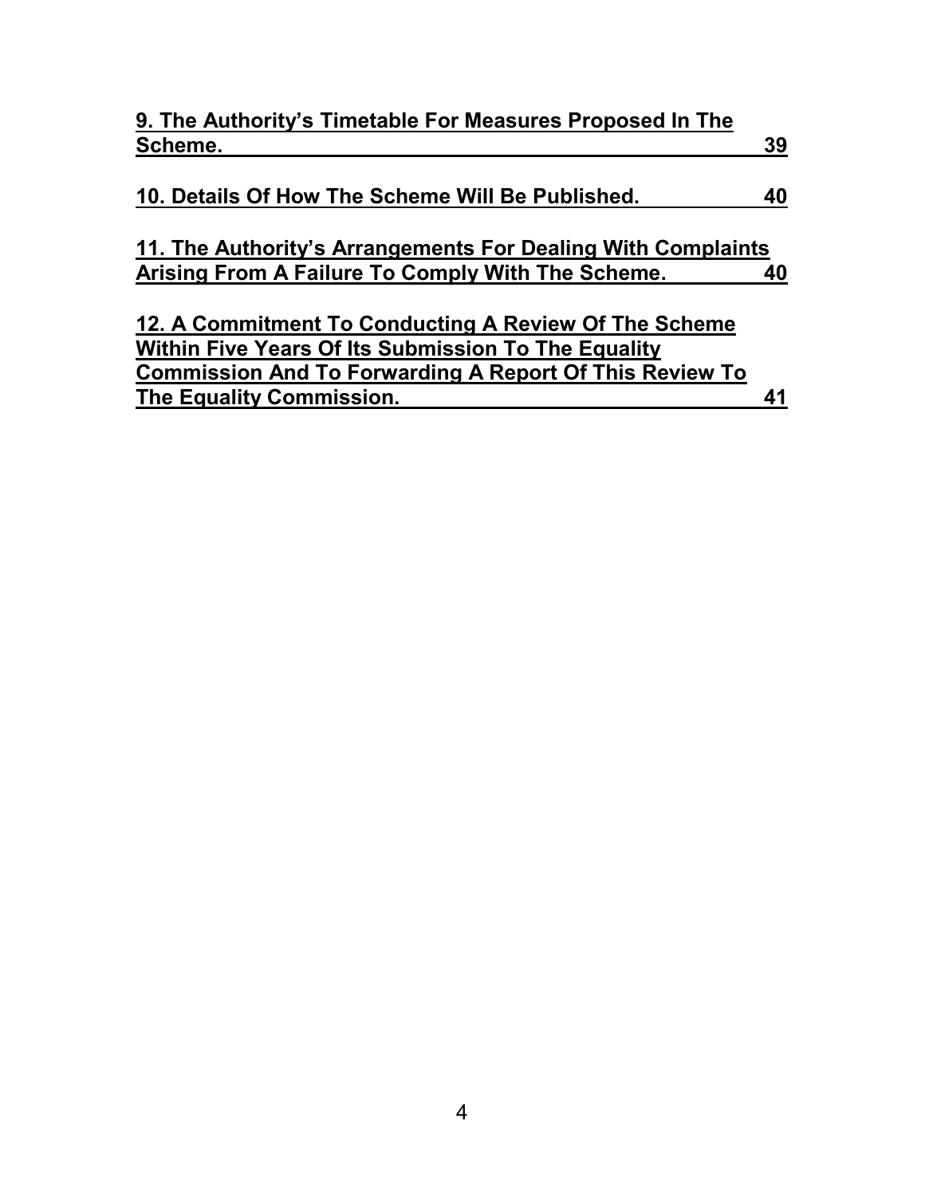**9. The Authority's Timetable For Measures Proposed In The Scheme. 39**

**10. Details Of How The Scheme Will Be Published. 40**

**11. The Authority's Arrangements For Dealing With Complaints Arising From A Failure To Comply With The Scheme. 40**

**12. A Commitment To Conducting A Review Of The Scheme Within Five Years Of Its Submission To The Equality Commission And To Forwarding A Report Of This Review To The Equality Commission. 41**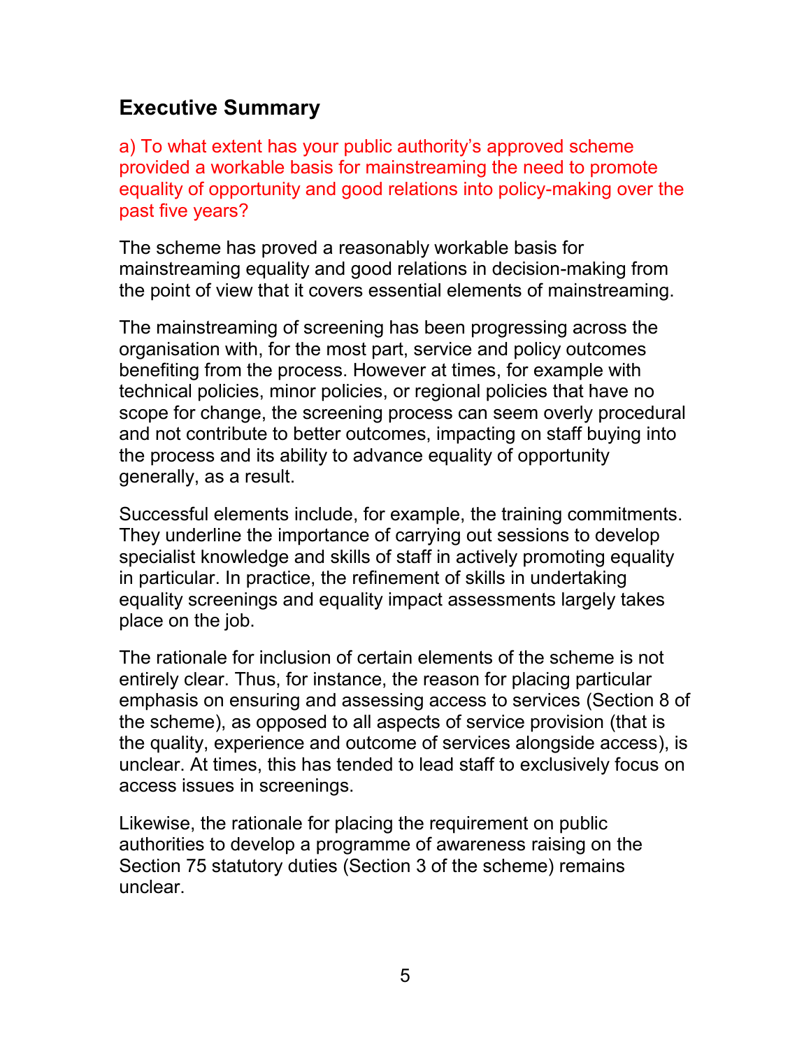## Executive Summary

a) To what extent has your public authority's approved scheme provided a workable basis for mainstreaming the need to promote equality of opportunity and good relations into policy-making over the past five years?

The scheme has proved a reasonably workable basis for mainstreaming equality and good relations in decision-making from the point of view that it covers essential elements of mainstreaming.

The mainstreaming of screening has been progressing across the organisation with, for the most part, service and policy outcomes benefiting from the process. However at times, for example with technical policies, minor policies, or regional policies that have no scope for change, the screening process can seem overly procedural and not contribute to better outcomes, impacting on staff buying into the process and its ability to advance equality of opportunity generally, as a result.

Successful elements include, for example, the training commitments. They underline the importance of carrying out sessions to develop specialist knowledge and skills of staff in actively promoting equality in particular. In practice, the refinement of skills in undertaking equality screenings and equality impact assessments largely takes place on the job.

The rationale for inclusion of certain elements of the scheme is not entirely clear. Thus, for instance, the reason for placing particular emphasis on ensuring and assessing access to services (Section 8 of the scheme), as opposed to all aspects of service provision (that is the quality, experience and outcome of services alongside access), is unclear. At times, this has tended to lead staff to exclusively focus on access issues in screenings.

Likewise, the rationale for placing the requirement on public authorities to develop a programme of awareness raising on the Section 75 statutory duties (Section 3 of the scheme) remains unclear.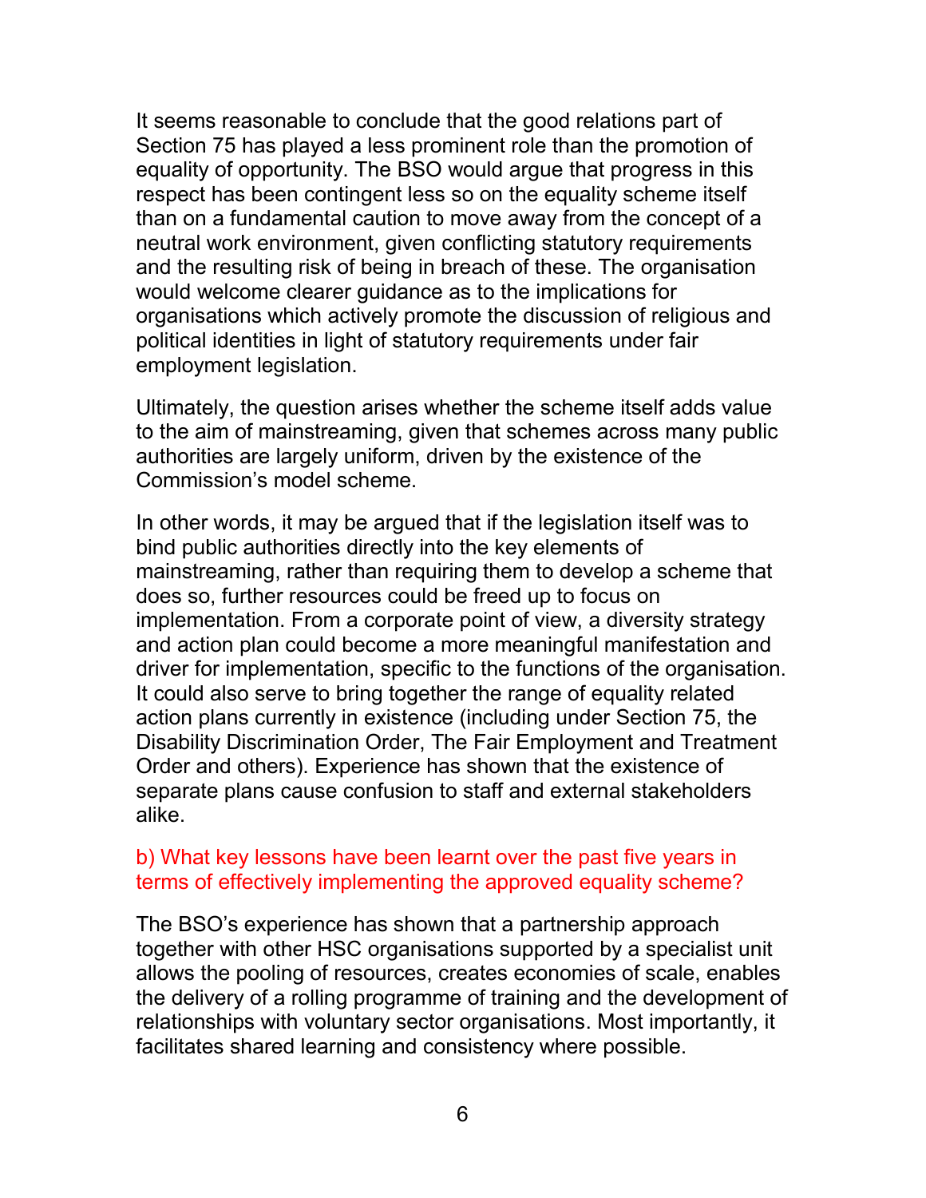It seems reasonable to conclude that the good relations part of Section 75 has played a less prominent role than the promotion of equality of opportunity. The BSO would argue that progress in this respect has been contingent less so on the equality scheme itself than on a fundamental caution to move away from the concept of a neutral work environment, given conflicting statutory requirements and the resulting risk of being in breach of these. The organisation would welcome clearer guidance as to the implications for organisations which actively promote the discussion of religious and political identities in light of statutory requirements under fair employment legislation.

Ultimately, the question arises whether the scheme itself adds value to the aim of mainstreaming, given that schemes across many public authorities are largely uniform, driven by the existence of the Commission's model scheme.

In other words, it may be argued that if the legislation itself was to bind public authorities directly into the key elements of mainstreaming, rather than requiring them to develop a scheme that does so, further resources could be freed up to focus on implementation. From a corporate point of view, a diversity strategy and action plan could become a more meaningful manifestation and driver for implementation, specific to the functions of the organisation. It could also serve to bring together the range of equality related action plans currently in existence (including under Section 75, the Disability Discrimination Order, The Fair Employment and Treatment Order and others). Experience has shown that the existence of separate plans cause confusion to staff and external stakeholders alike.

### b) What key lessons have been learnt over the past five years in terms of effectively implementing the approved equality scheme?

The BSO's experience has shown that a partnership approach together with other HSC organisations supported by a specialist unit allows the pooling of resources, creates economies of scale, enables the delivery of a rolling programme of training and the development of relationships with voluntary sector organisations. Most importantly, it facilitates shared learning and consistency where possible.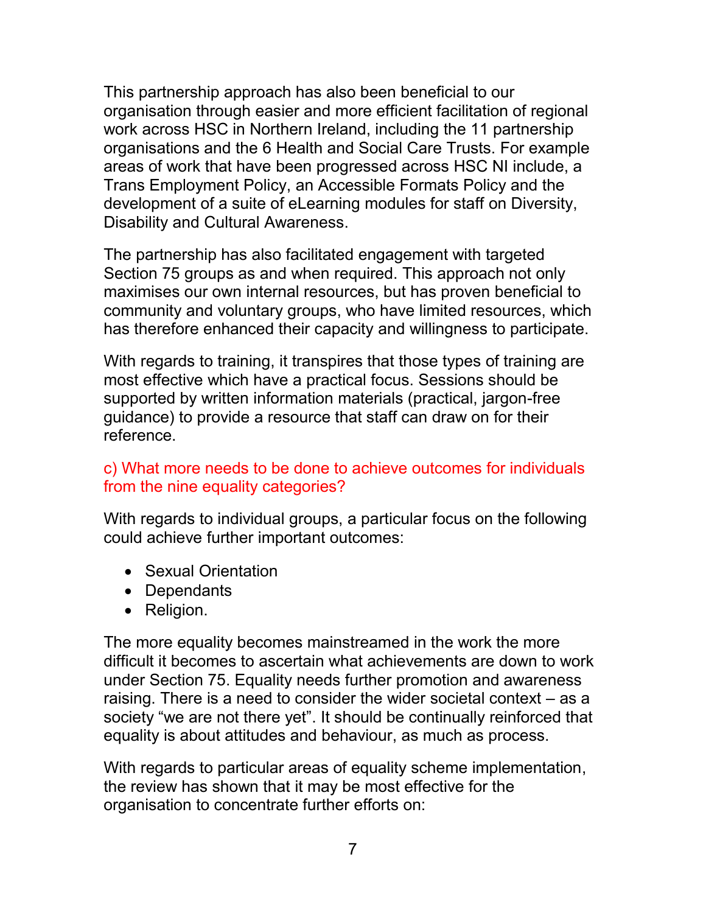This partnership approach has also been beneficial to our organisation through easier and more efficient facilitation of regional work across HSC in Northern Ireland, including the 11 partnership organisations and the 6 Health and Social Care Trusts. For example areas of work that have been progressed across HSC NI include, a Trans Employment Policy, an Accessible Formats Policy and the development of a suite of eLearning modules for staff on Diversity, Disability and Cultural Awareness.

The partnership has also facilitated engagement with targeted Section 75 groups as and when required. This approach not only maximises our own internal resources, but has proven beneficial to community and voluntary groups, who have limited resources, which has therefore enhanced their capacity and willingness to participate.

With regards to training, it transpires that those types of training are most effective which have a practical focus. Sessions should be supported by written information materials (practical, jargon-free guidance) to provide a resource that staff can draw on for their reference.

### c) What more needs to be done to achieve outcomes for individuals from the nine equality categories?

With regards to individual groups, a particular focus on the following could achieve further important outcomes:

- Sexual Orientation
- Dependants
- Religion.

The more equality becomes mainstreamed in the work the more difficult it becomes to ascertain what achievements are down to work under Section 75. Equality needs further promotion and awareness raising. There is a need to consider the wider societal context – as a society "we are not there yet". It should be continually reinforced that equality is about attitudes and behaviour, as much as process.

With regards to particular areas of equality scheme implementation, the review has shown that it may be most effective for the organisation to concentrate further efforts on: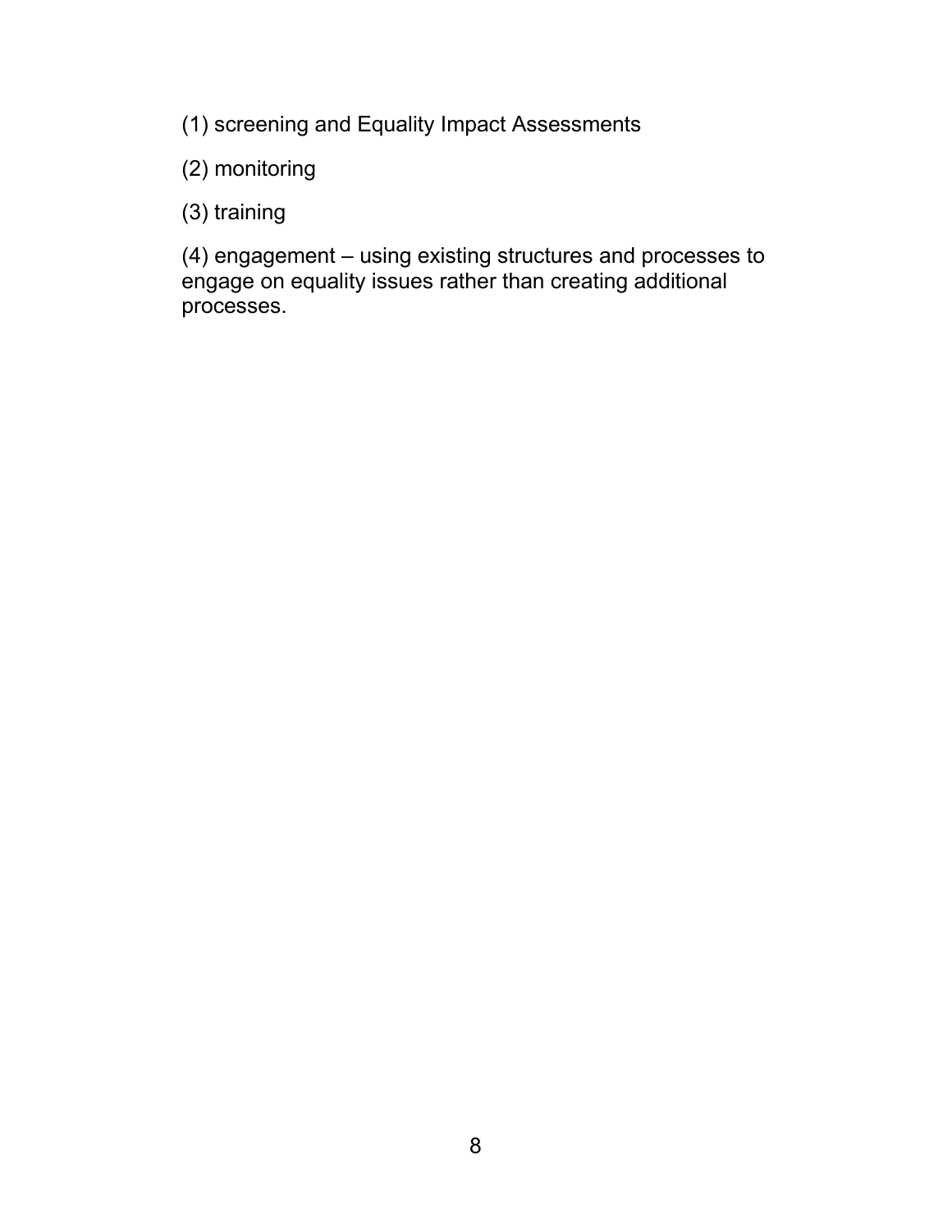(1) screening and Equality Impact Assessments

(2) monitoring

(3) training

(4) engagement – using existing structures and processes to engage on equality issues rather than creating additional processes.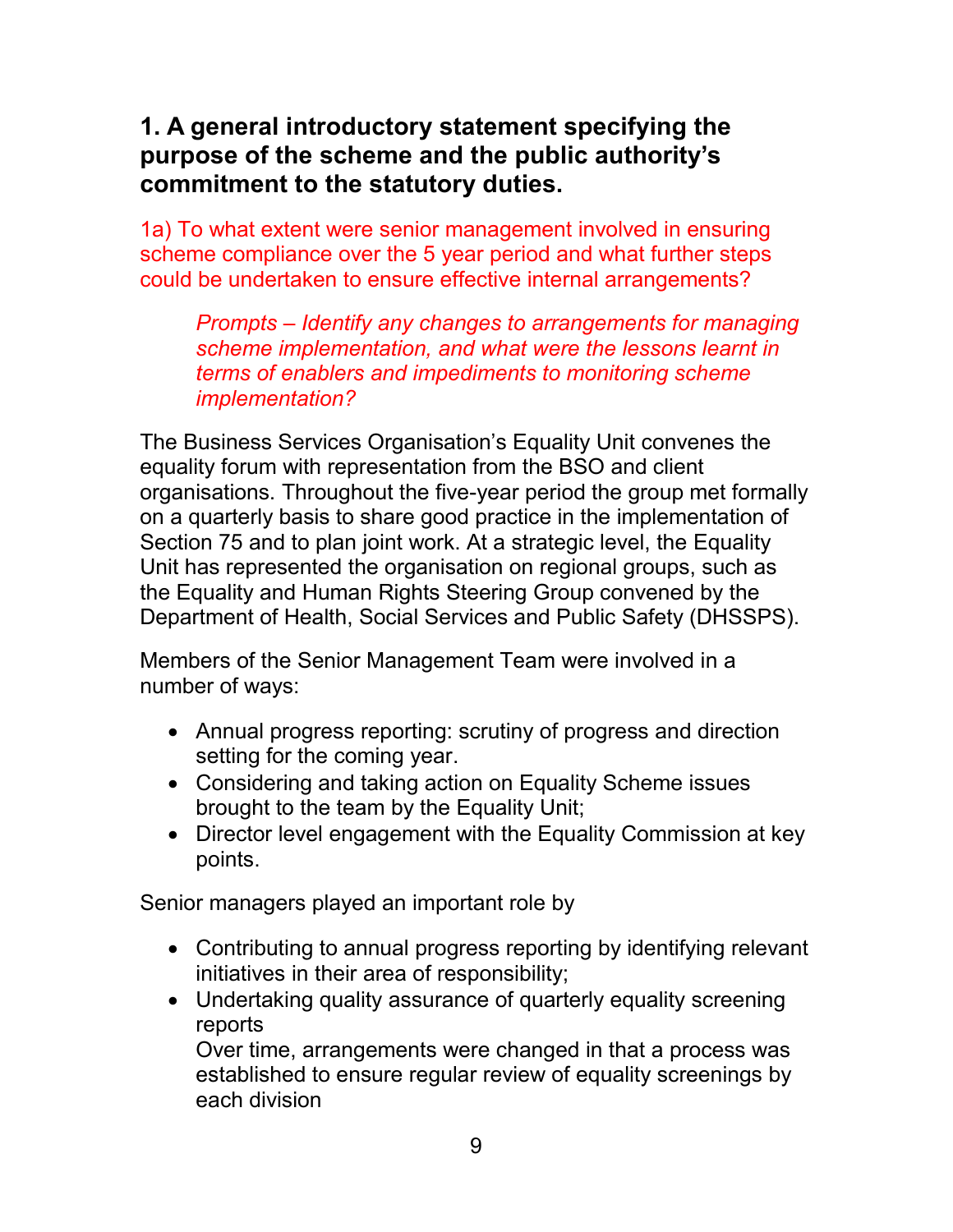## 1. A general introductory statement specifying the purpose of the scheme and the public authority's commitment to the statutory duties.

1a) To what extent were senior management involved in ensuring scheme compliance over the 5 year period and what further steps could be undertaken to ensure effective internal arrangements?

> *Prompts – Identify any changes to arrangements for managing scheme implementation, and what were the lessons learnt in terms of enablers and impediments to monitoring scheme implementation?*

The Business Services Organisation's Equality Unit convenes the equality forum with representation from the BSO and client organisations. Throughout the five-year period the group met formally on a quarterly basis to share good practice in the implementation of Section 75 and to plan joint work. At a strategic level, the Equality Unit has represented the organisation on regional groups, such as the Equality and Human Rights Steering Group convened by the Department of Health, Social Services and Public Safety (DHSSPS).

Members of the Senior Management Team were involved in a number of ways:

- Annual progress reporting: scrutiny of progress and direction setting for the coming year.
- Considering and taking action on Equality Scheme issues brought to the team by the Equality Unit;
- Director level engagement with the Equality Commission at key points.

Senior managers played an important role by

- Contributing to annual progress reporting by identifying relevant initiatives in their area of responsibility;
- Undertaking quality assurance of quarterly equality screening reports
  Over time, arrangements were changed in that a process was established to ensure regular review of equality screenings by each division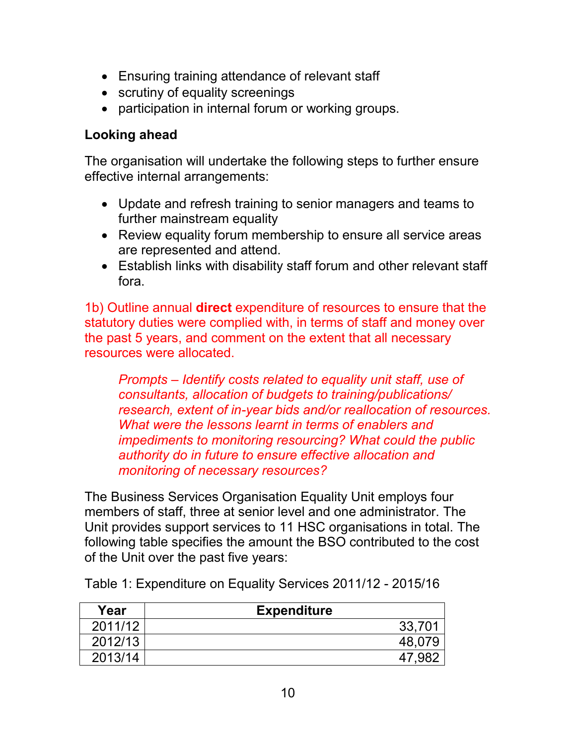- Ensuring training attendance of relevant staff
- scrutiny of equality screenings
- participation in internal forum or working groups.

**Looking ahead**

The organisation will undertake the following steps to further ensure effective internal arrangements:

- Update and refresh training to senior managers and teams to further mainstream equality
- Review equality forum membership to ensure all service areas are represented and attend.
- Establish links with disability staff forum and other relevant staff fora.

1b) Outline annual **direct** expenditure of resources to ensure that the statutory duties were complied with, in terms of staff and money over the past 5 years, and comment on the extent that all necessary resources were allocated.

> *Prompts – Identify costs related to equality unit staff, use of consultants, allocation of budgets to training/publications/ research, extent of in-year bids and/or reallocation of resources. What were the lessons learnt in terms of enablers and impediments to monitoring resourcing? What could the public authority do in future to ensure effective allocation and monitoring of necessary resources?*

The Business Services Organisation Equality Unit employs four members of staff, three at senior level and one administrator. The Unit provides support services to 11 HSC organisations in total. The following table specifies the amount the BSO contributed to the cost of the Unit over the past five years:

Table 1: Expenditure on Equality Services 2011/12 - 2015/16

| Year | Expenditure |
|---|---:|
| 2011/12 | 33,701 |
| 2012/13 | 48,079 |
| 2013/14 | 47,982 |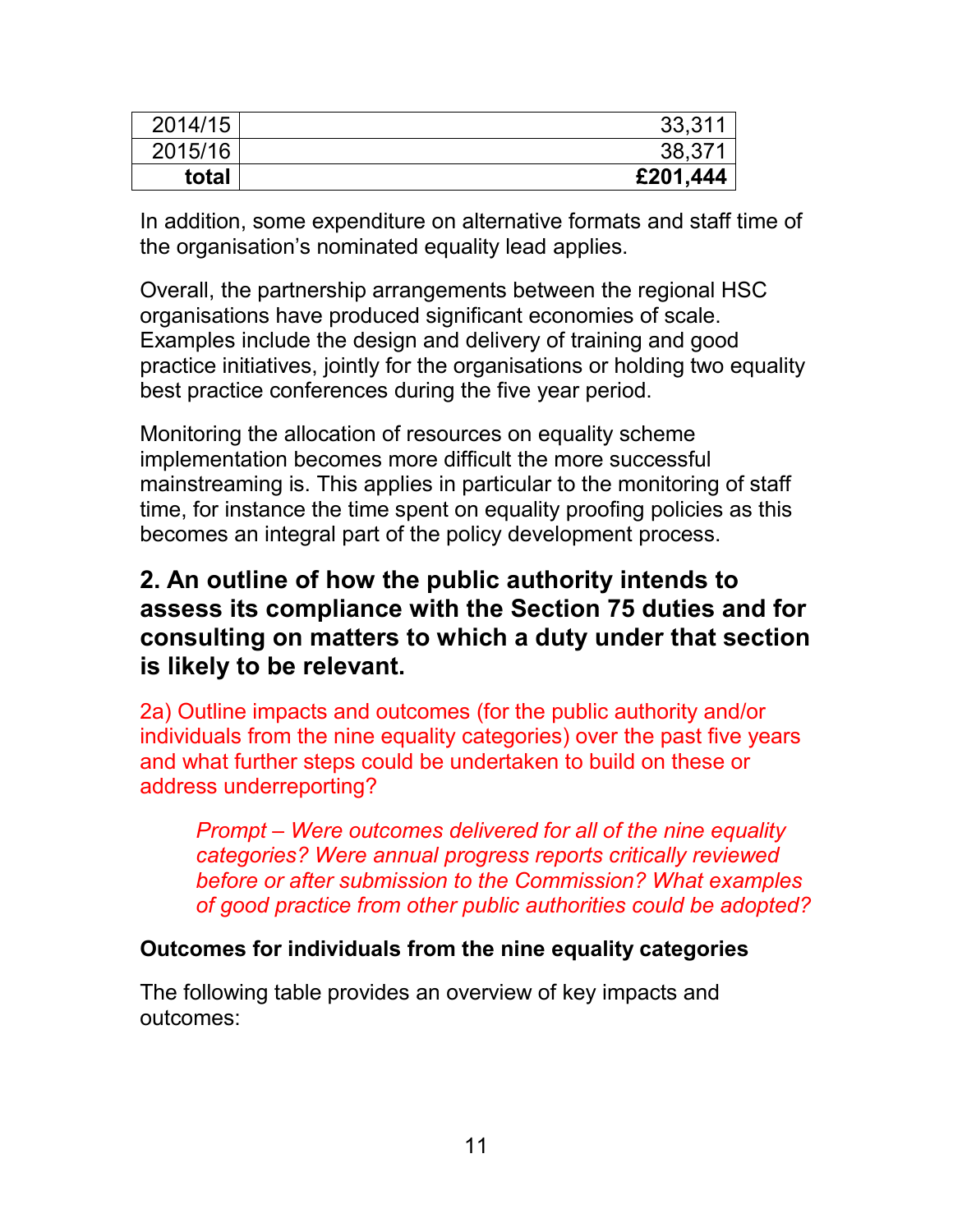| | |
|---|---|
| 2014/15 | 33,311 |
| 2015/16 | 38,371 |
| **total** | **£201,444** |

In addition, some expenditure on alternative formats and staff time of the organisation's nominated equality lead applies.

Overall, the partnership arrangements between the regional HSC organisations have produced significant economies of scale. Examples include the design and delivery of training and good practice initiatives, jointly for the organisations or holding two equality best practice conferences during the five year period.

Monitoring the allocation of resources on equality scheme implementation becomes more difficult the more successful mainstreaming is. This applies in particular to the monitoring of staff time, for instance the time spent on equality proofing policies as this becomes an integral part of the policy development process.

## 2. An outline of how the public authority intends to assess its compliance with the Section 75 duties and for consulting on matters to which a duty under that section is likely to be relevant.

2a) Outline impacts and outcomes (for the public authority and/or individuals from the nine equality categories) over the past five years and what further steps could be undertaken to build on these or address underreporting?

> *Prompt – Were outcomes delivered for all of the nine equality categories? Were annual progress reports critically reviewed before or after submission to the Commission? What examples of good practice from other public authorities could be adopted?*

**Outcomes for individuals from the nine equality categories**

The following table provides an overview of key impacts and outcomes: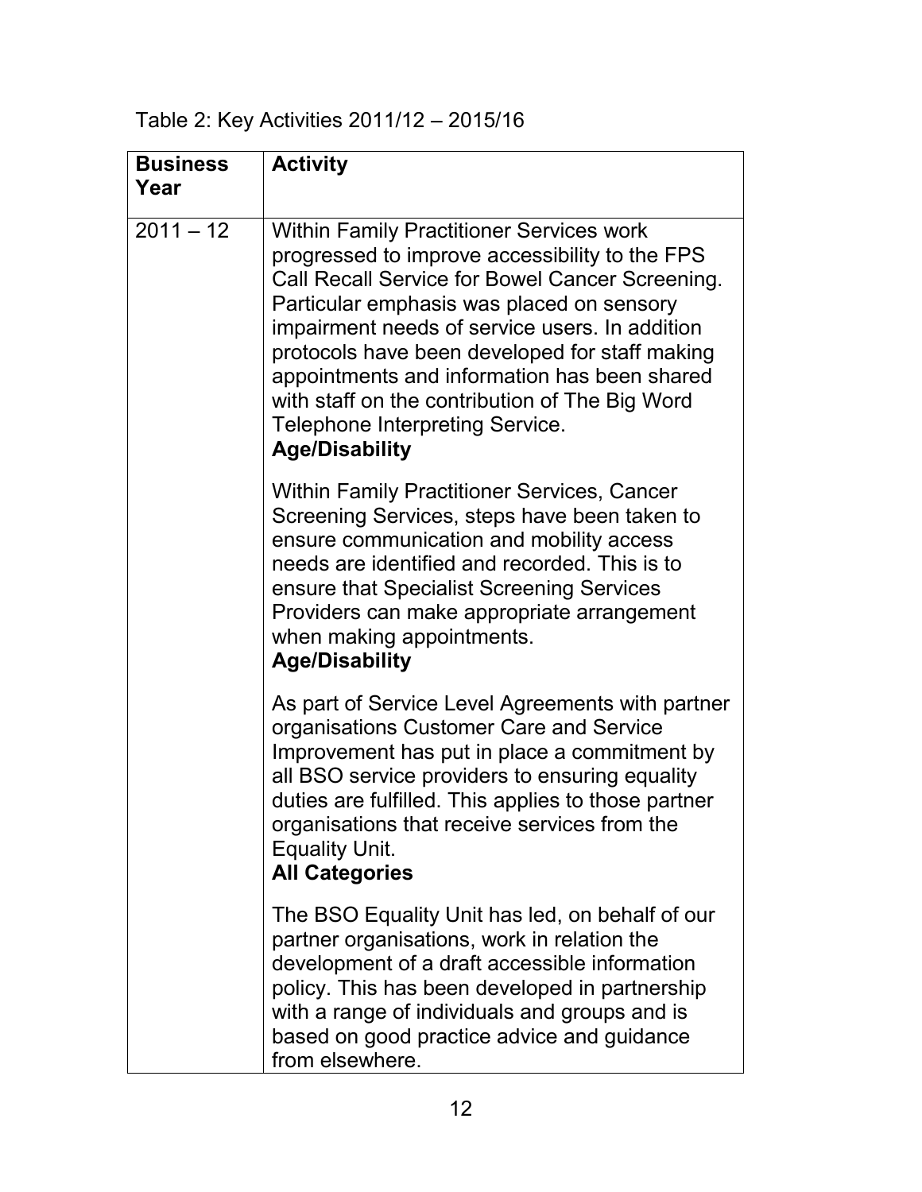Table 2: Key Activities 2011/12 – 2015/16

| Business Year | Activity |
|---|---|
| 2011 – 12 | Within Family Practitioner Services work progressed to improve accessibility to the FPS Call Recall Service for Bowel Cancer Screening. Particular emphasis was placed on sensory impairment needs of service users. In addition protocols have been developed for staff making appointments and information has been shared with staff on the contribution of The Big Word Telephone Interpreting Service. **Age/Disability**<br><br>Within Family Practitioner Services, Cancer Screening Services, steps have been taken to ensure communication and mobility access needs are identified and recorded. This is to ensure that Specialist Screening Services Providers can make appropriate arrangement when making appointments. **Age/Disability**<br><br>As part of Service Level Agreements with partner organisations Customer Care and Service Improvement has put in place a commitment by all BSO service providers to ensuring equality duties are fulfilled. This applies to those partner organisations that receive services from the Equality Unit. **All Categories**<br><br>The BSO Equality Unit has led, on behalf of our partner organisations, work in relation the development of a draft accessible information policy. This has been developed in partnership with a range of individuals and groups and is based on good practice advice and guidance from elsewhere. |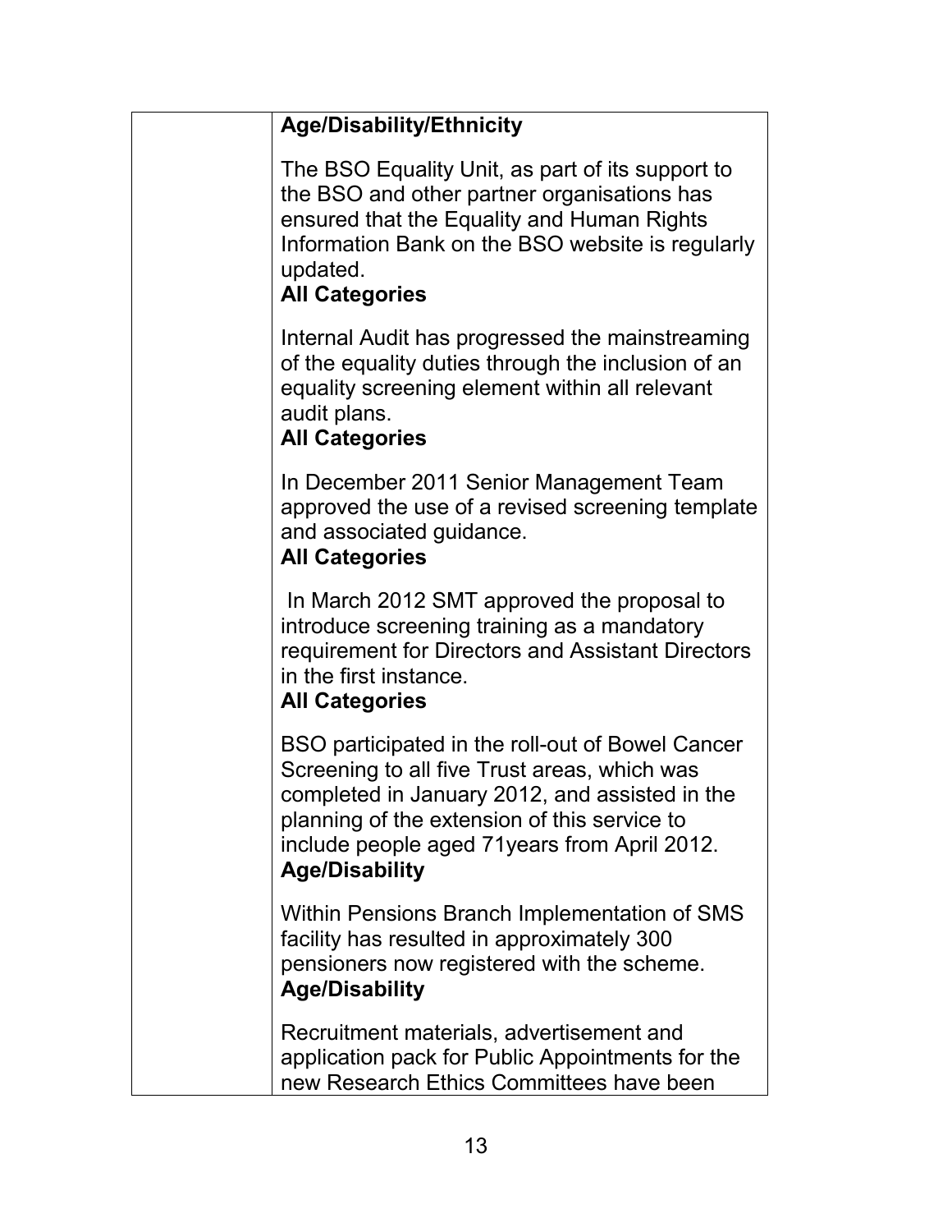| | |
|---|---|
| | **Age/Disability/Ethnicity**<br><br>The BSO Equality Unit, as part of its support to the BSO and other partner organisations has ensured that the Equality and Human Rights Information Bank on the BSO website is regularly updated.<br>**All Categories**<br><br>Internal Audit has progressed the mainstreaming of the equality duties through the inclusion of an equality screening element within all relevant audit plans.<br>**All Categories**<br><br>In December 2011 Senior Management Team approved the use of a revised screening template and associated guidance.<br>**All Categories**<br><br>In March 2012 SMT approved the proposal to introduce screening training as a mandatory requirement for Directors and Assistant Directors in the first instance.<br>**All Categories**<br><br>BSO participated in the roll-out of Bowel Cancer Screening to all five Trust areas, which was completed in January 2012, and assisted in the planning of the extension of this service to include people aged 71years from April 2012.<br>**Age/Disability**<br><br>Within Pensions Branch Implementation of SMS facility has resulted in approximately 300 pensioners now registered with the scheme.<br>**Age/Disability**<br><br>Recruitment materials, advertisement and application pack for Public Appointments for the new Research Ethics Committees have been |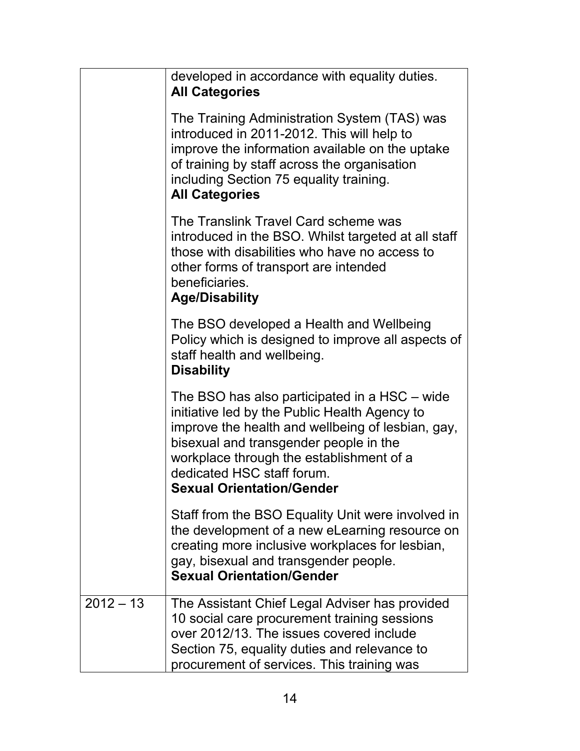| | |
|---|---|
| | developed in accordance with equality duties.<br>**All Categories**<br><br>The Training Administration System (TAS) was introduced in 2011-2012. This will help to improve the information available on the uptake of training by staff across the organisation including Section 75 equality training.<br>**All Categories**<br><br>The Translink Travel Card scheme was introduced in the BSO. Whilst targeted at all staff those with disabilities who have no access to other forms of transport are intended beneficiaries.<br>**Age/Disability**<br><br>The BSO developed a Health and Wellbeing Policy which is designed to improve all aspects of staff health and wellbeing.<br>**Disability**<br><br>The BSO has also participated in a HSC – wide initiative led by the Public Health Agency to improve the health and wellbeing of lesbian, gay, bisexual and transgender people in the workplace through the establishment of a dedicated HSC staff forum.<br>**Sexual Orientation/Gender**<br><br>Staff from the BSO Equality Unit were involved in the development of a new eLearning resource on creating more inclusive workplaces for lesbian, gay, bisexual and transgender people.<br>**Sexual Orientation/Gender** |
| 2012 – 13 | The Assistant Chief Legal Adviser has provided 10 social care procurement training sessions over 2012/13. The issues covered include Section 75, equality duties and relevance to procurement of services. This training was |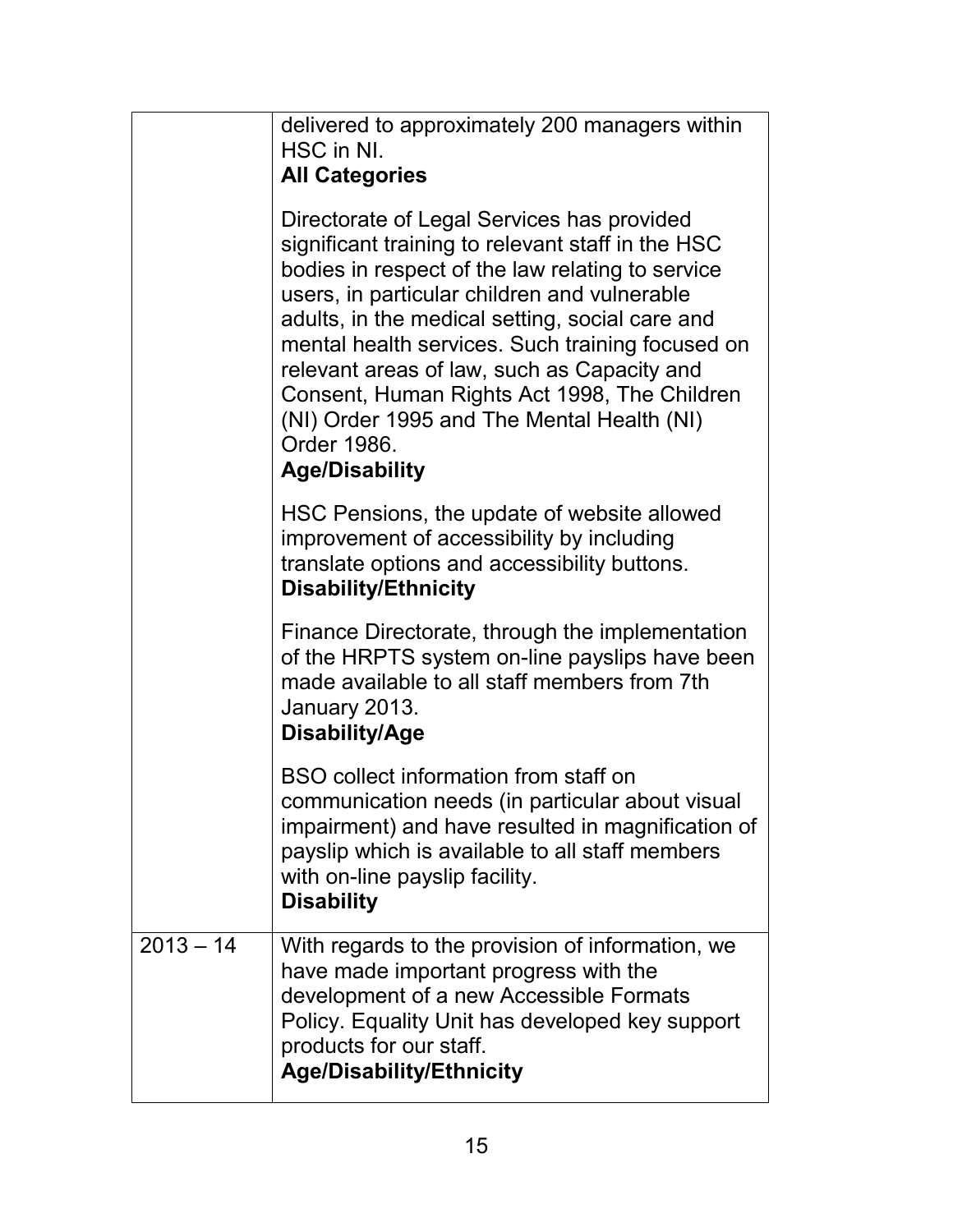| | |
|---|---|
| | delivered to approximately 200 managers within HSC in NI.<br>**All Categories**<br><br>Directorate of Legal Services has provided significant training to relevant staff in the HSC bodies in respect of the law relating to service users, in particular children and vulnerable adults, in the medical setting, social care and mental health services. Such training focused on relevant areas of law, such as Capacity and Consent, Human Rights Act 1998, The Children (NI) Order 1995 and The Mental Health (NI) Order 1986.<br>**Age/Disability**<br><br>HSC Pensions, the update of website allowed improvement of accessibility by including translate options and accessibility buttons.<br>**Disability/Ethnicity**<br><br>Finance Directorate, through the implementation of the HRPTS system on-line payslips have been made available to all staff members from 7th January 2013.<br>**Disability/Age**<br><br>BSO collect information from staff on communication needs (in particular about visual impairment) and have resulted in magnification of payslip which is available to all staff members with on-line payslip facility.<br>**Disability** |
| 2013 – 14 | With regards to the provision of information, we have made important progress with the development of a new Accessible Formats Policy. Equality Unit has developed key support products for our staff.<br>**Age/Disability/Ethnicity** |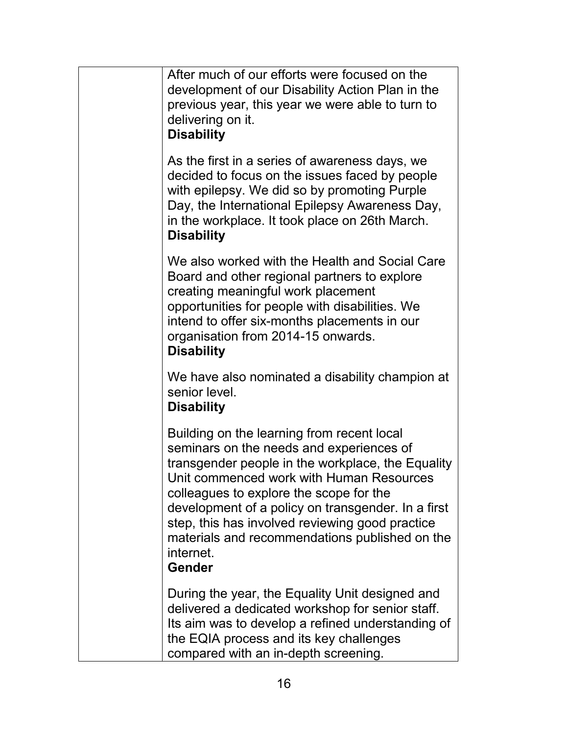| | |
|---|---|
| | After much of our efforts were focused on the development of our Disability Action Plan in the previous year, this year we were able to turn to delivering on it.<br>**Disability**<br><br>As the first in a series of awareness days, we decided to focus on the issues faced by people with epilepsy. We did so by promoting Purple Day, the International Epilepsy Awareness Day, in the workplace. It took place on 26th March.<br>**Disability**<br><br>We also worked with the Health and Social Care Board and other regional partners to explore creating meaningful work placement opportunities for people with disabilities. We intend to offer six-months placements in our organisation from 2014-15 onwards.<br>**Disability**<br><br>We have also nominated a disability champion at senior level.<br>**Disability**<br><br>Building on the learning from recent local seminars on the needs and experiences of transgender people in the workplace, the Equality Unit commenced work with Human Resources colleagues to explore the scope for the development of a policy on transgender. In a first step, this has involved reviewing good practice materials and recommendations published on the internet.<br>**Gender**<br><br>During the year, the Equality Unit designed and delivered a dedicated workshop for senior staff. Its aim was to develop a refined understanding of the EQIA process and its key challenges compared with an in-depth screening. |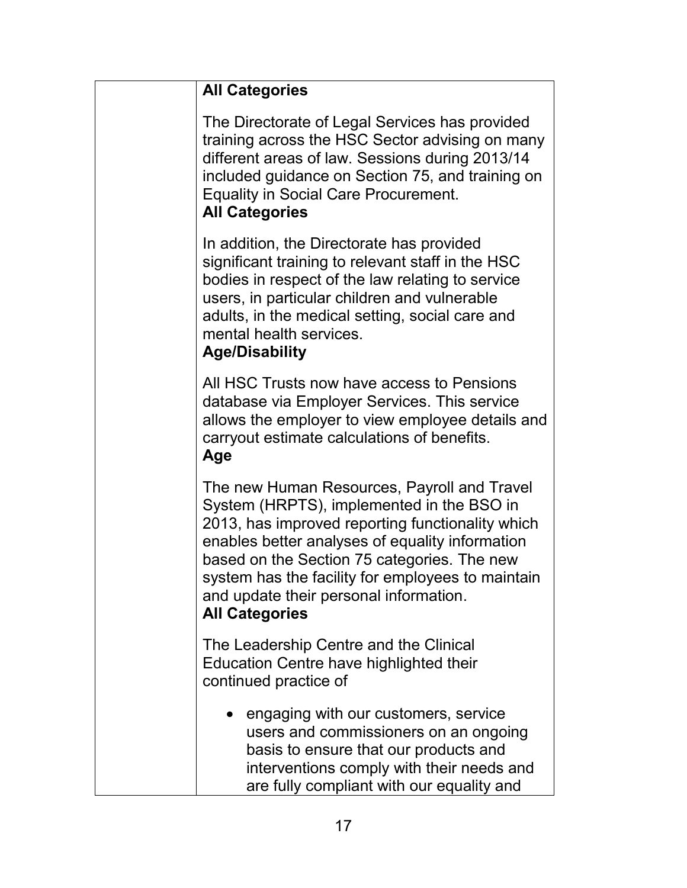| | |
|---|---|
| | **All Categories**<br><br>The Directorate of Legal Services has provided training across the HSC Sector advising on many different areas of law. Sessions during 2013/14 included guidance on Section 75, and training on Equality in Social Care Procurement.<br>**All Categories**<br><br>In addition, the Directorate has provided significant training to relevant staff in the HSC bodies in respect of the law relating to service users, in particular children and vulnerable adults, in the medical setting, social care and mental health services.<br>**Age/Disability**<br><br>All HSC Trusts now have access to Pensions database via Employer Services. This service allows the employer to view employee details and carryout estimate calculations of benefits.<br>**Age**<br><br>The new Human Resources, Payroll and Travel System (HRPTS), implemented in the BSO in 2013, has improved reporting functionality which enables better analyses of equality information based on the Section 75 categories. The new system has the facility for employees to maintain and update their personal information.<br>**All Categories**<br><br>The Leadership Centre and the Clinical Education Centre have highlighted their continued practice of<br><br>• engaging with our customers, service users and commissioners on an ongoing basis to ensure that our products and interventions comply with their needs and are fully compliant with our equality and |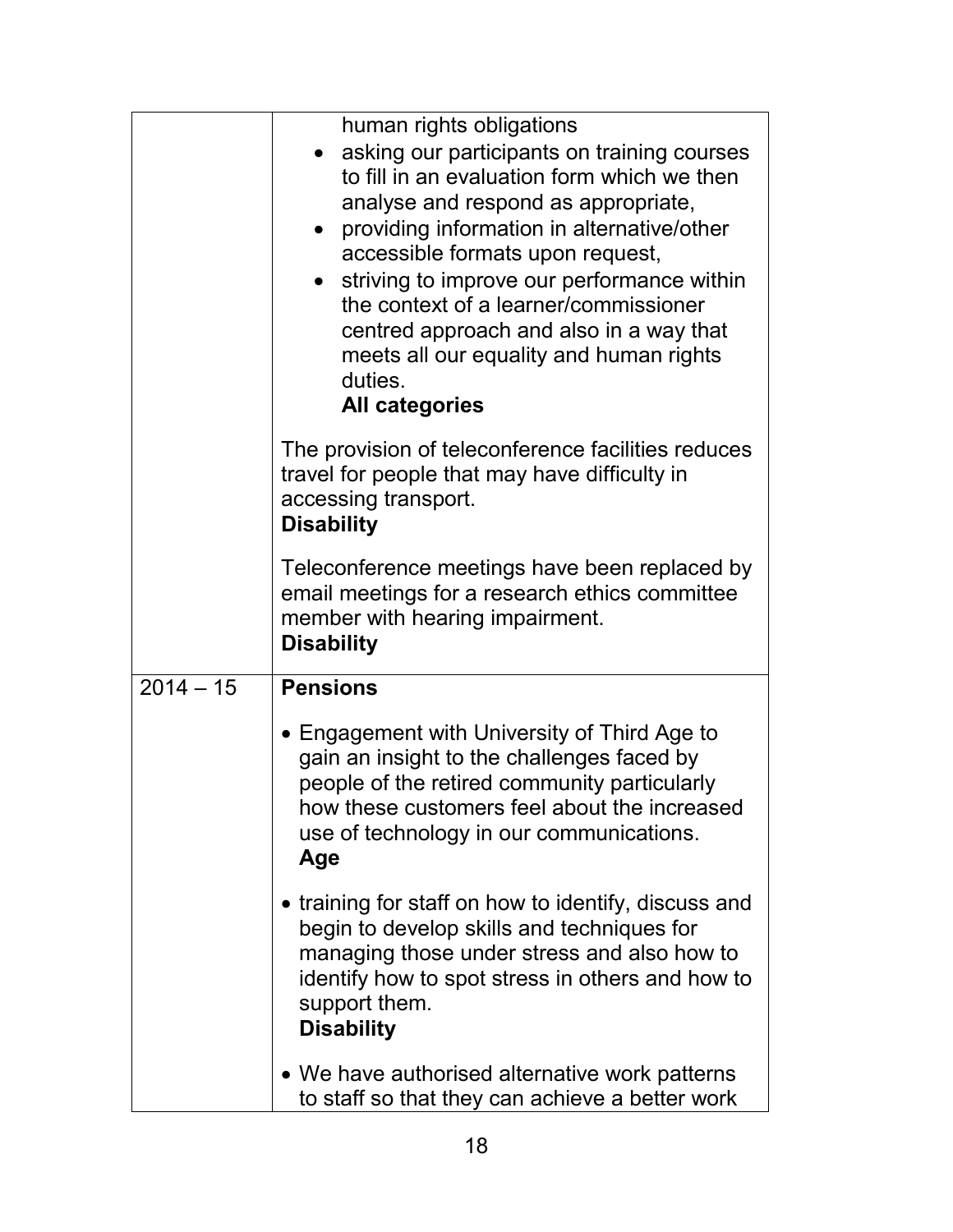| | |
|---|---|
| | human rights obligations<br>• asking our participants on training courses to fill in an evaluation form which we then analyse and respond as appropriate,<br>• providing information in alternative/other accessible formats upon request,<br>• striving to improve our performance within the context of a learner/commissioner centred approach and also in a way that meets all our equality and human rights duties.<br>**All categories**<br><br>The provision of teleconference facilities reduces travel for people that may have difficulty in accessing transport.<br>**Disability**<br><br>Teleconference meetings have been replaced by email meetings for a research ethics committee member with hearing impairment.<br>**Disability** |
| 2014 – 15 | **Pensions**<br><br>• Engagement with University of Third Age to gain an insight to the challenges faced by people of the retired community particularly how these customers feel about the increased use of technology in our communications.<br>**Age**<br><br>• training for staff on how to identify, discuss and begin to develop skills and techniques for managing those under stress and also how to identify how to spot stress in others and how to support them.<br>**Disability**<br><br>• We have authorised alternative work patterns to staff so that they can achieve a better work |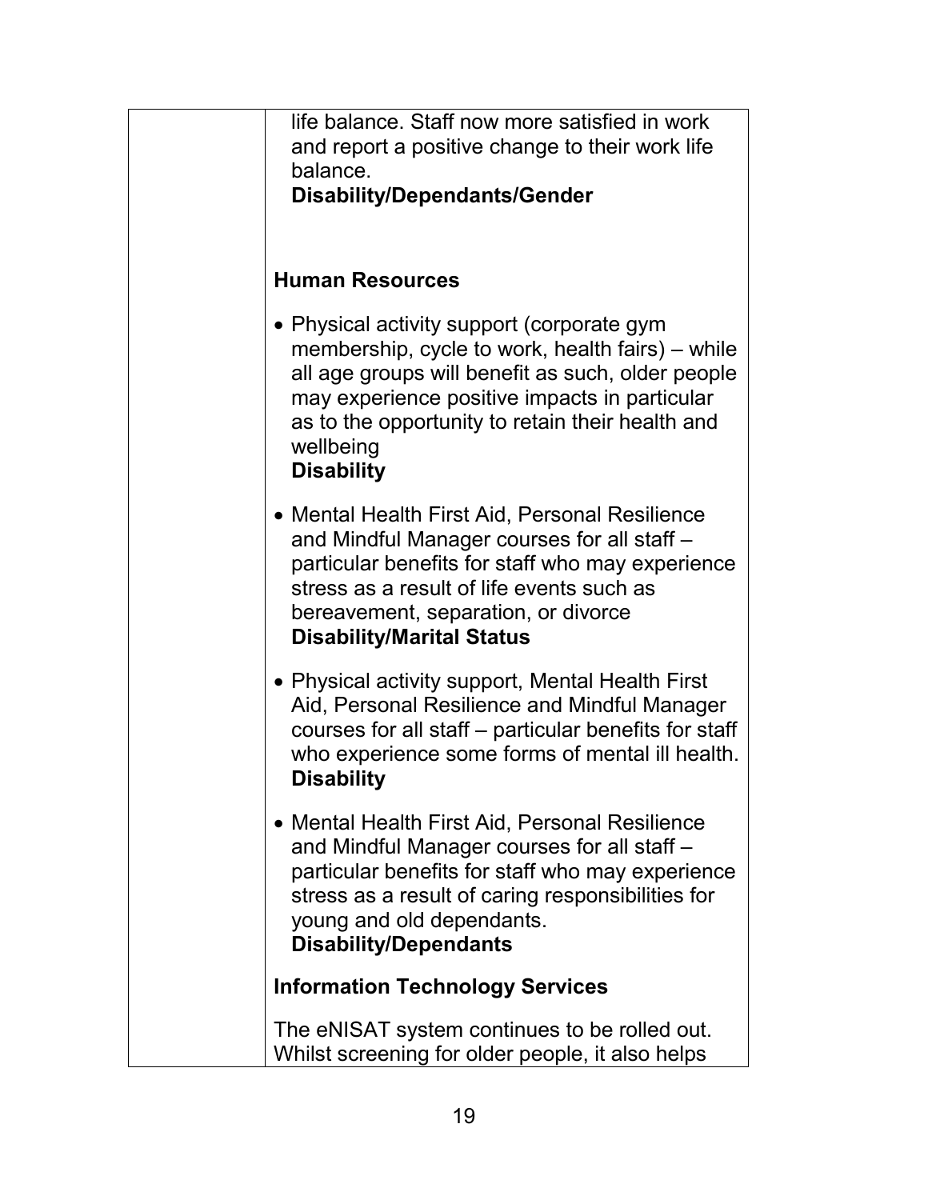| | |
|---|---|
| | life balance. Staff now more satisfied in work and report a positive change to their work life balance.<br>**Disability/Dependants/Gender**<br><br>**Human Resources**<br><br>• Physical activity support (corporate gym membership, cycle to work, health fairs) – while all age groups will benefit as such, older people may experience positive impacts in particular as to the opportunity to retain their health and wellbeing<br>**Disability**<br><br>• Mental Health First Aid, Personal Resilience and Mindful Manager courses for all staff – particular benefits for staff who may experience stress as a result of life events such as bereavement, separation, or divorce<br>**Disability/Marital Status**<br><br>• Physical activity support, Mental Health First Aid, Personal Resilience and Mindful Manager courses for all staff – particular benefits for staff who experience some forms of mental ill health.<br>**Disability**<br><br>• Mental Health First Aid, Personal Resilience and Mindful Manager courses for all staff – particular benefits for staff who may experience stress as a result of caring responsibilities for young and old dependants.<br>**Disability/Dependants**<br><br>**Information Technology Services**<br><br>The eNISAT system continues to be rolled out. Whilst screening for older people, it also helps |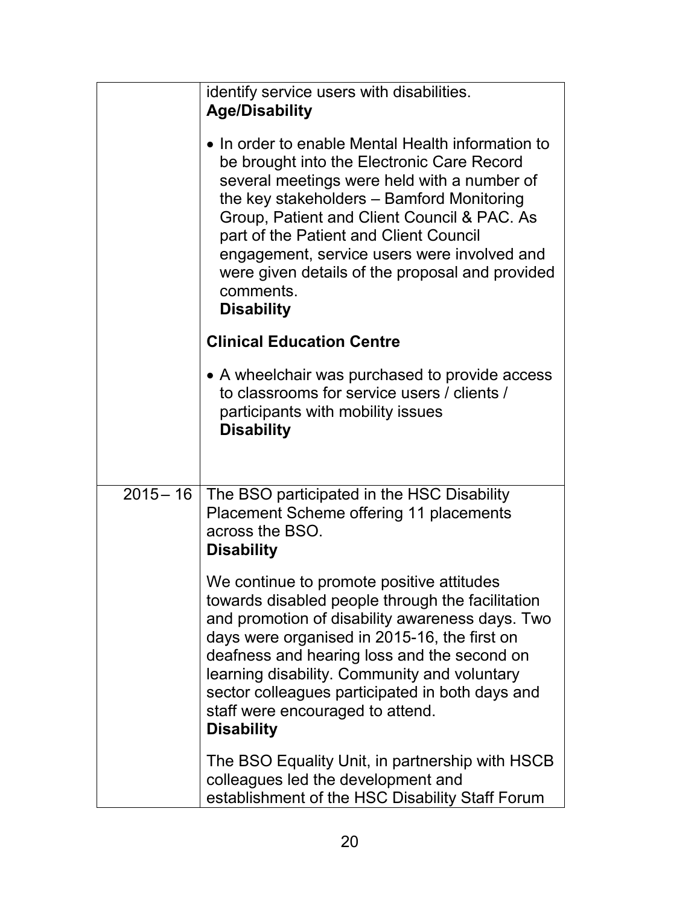| | |
|---|---|
| | identify service users with disabilities.<br>**Age/Disability**<br><br>• In order to enable Mental Health information to be brought into the Electronic Care Record several meetings were held with a number of the key stakeholders – Bamford Monitoring Group, Patient and Client Council & PAC. As part of the Patient and Client Council engagement, service users were involved and were given details of the proposal and provided comments.<br>**Disability**<br><br>**Clinical Education Centre**<br><br>• A wheelchair was purchased to provide access to classrooms for service users / clients / participants with mobility issues<br>**Disability** |
| 2015 – 16 | The BSO participated in the HSC Disability Placement Scheme offering 11 placements across the BSO.<br>**Disability**<br><br>We continue to promote positive attitudes towards disabled people through the facilitation and promotion of disability awareness days. Two days were organised in 2015-16, the first on deafness and hearing loss and the second on learning disability. Community and voluntary sector colleagues participated in both days and staff were encouraged to attend.<br>**Disability**<br><br>The BSO Equality Unit, in partnership with HSCB colleagues led the development and establishment of the HSC Disability Staff Forum |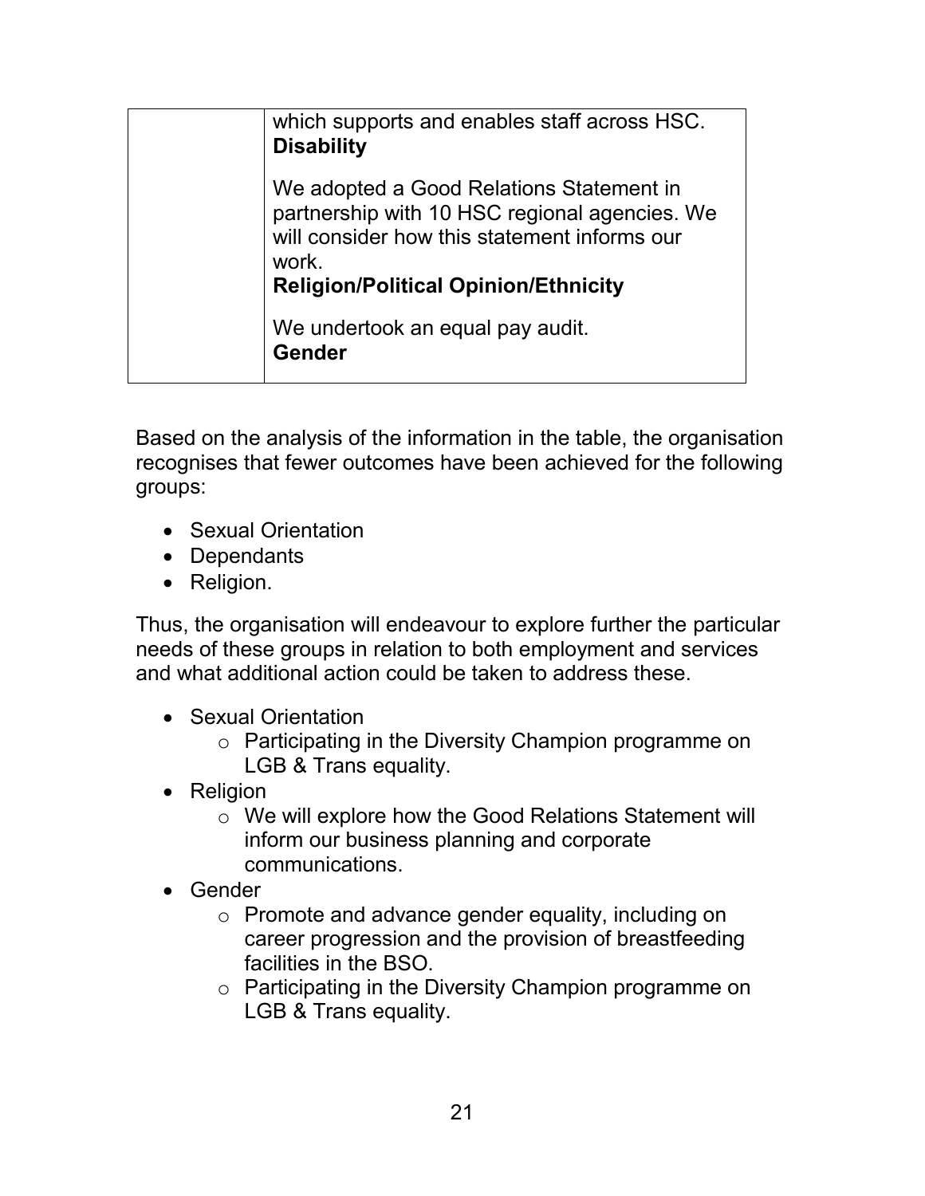| | |
|---|---|
| | which supports and enables staff across HSC.<br>**Disability**<br><br>We adopted a Good Relations Statement in partnership with 10 HSC regional agencies. We will consider how this statement informs our work.<br>**Religion/Political Opinion/Ethnicity**<br><br>We undertook an equal pay audit.<br>**Gender** |

Based on the analysis of the information in the table, the organisation recognises that fewer outcomes have been achieved for the following groups:

- Sexual Orientation
- Dependants
- Religion.

Thus, the organisation will endeavour to explore further the particular needs of these groups in relation to both employment and services and what additional action could be taken to address these.

- Sexual Orientation
  - Participating in the Diversity Champion programme on LGB & Trans equality.
- Religion
  - We will explore how the Good Relations Statement will inform our business planning and corporate communications.
- Gender
  - Promote and advance gender equality, including on career progression and the provision of breastfeeding facilities in the BSO.
  - Participating in the Diversity Champion programme on LGB & Trans equality.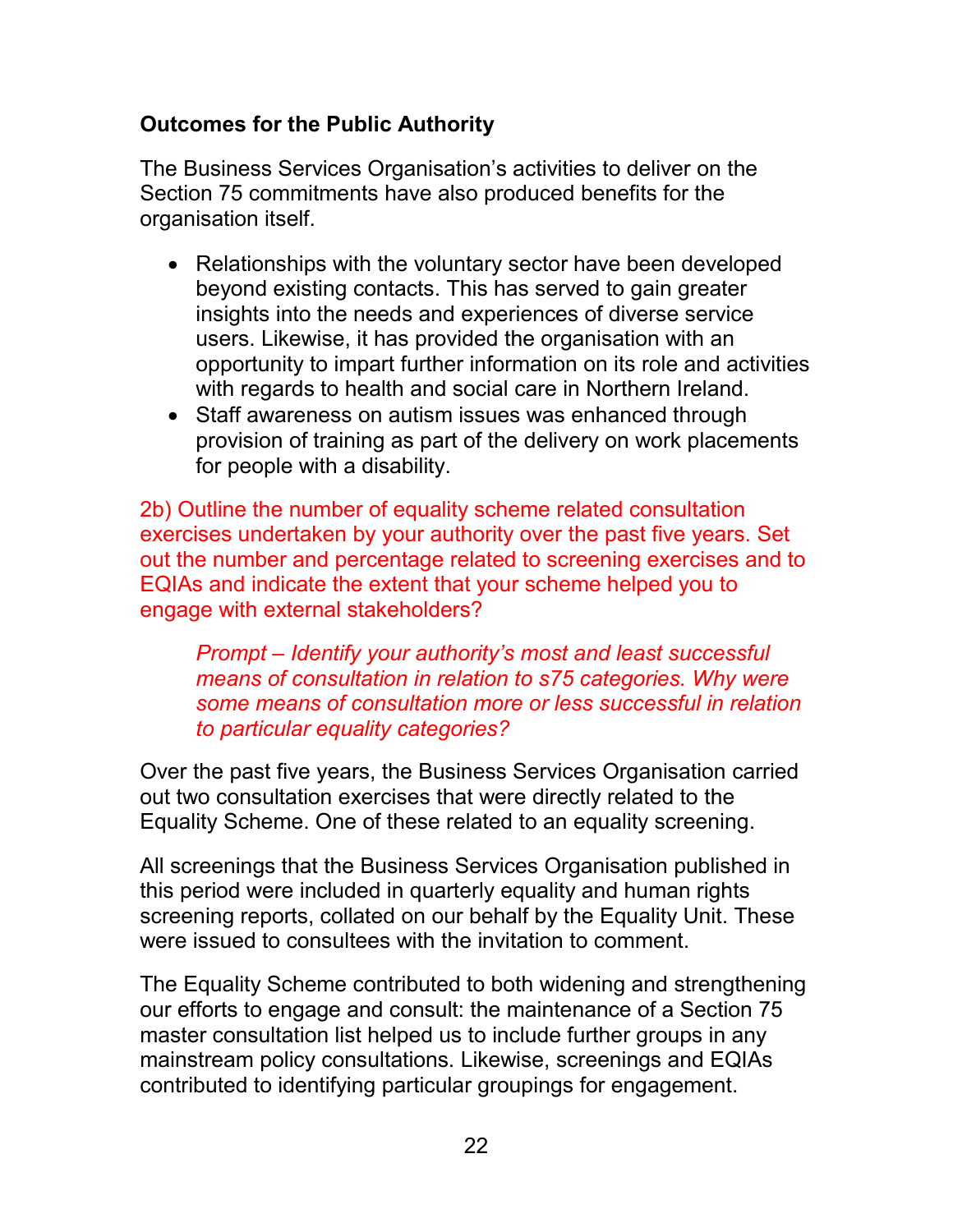**Outcomes for the Public Authority**

The Business Services Organisation's activities to deliver on the Section 75 commitments have also produced benefits for the organisation itself.

- Relationships with the voluntary sector have been developed beyond existing contacts. This has served to gain greater insights into the needs and experiences of diverse service users. Likewise, it has provided the organisation with an opportunity to impart further information on its role and activities with regards to health and social care in Northern Ireland.
- Staff awareness on autism issues was enhanced through provision of training as part of the delivery on work placements for people with a disability.

2b) Outline the number of equality scheme related consultation exercises undertaken by your authority over the past five years. Set out the number and percentage related to screening exercises and to EQIAs and indicate the extent that your scheme helped you to engage with external stakeholders?

> *Prompt – Identify your authority's most and least successful means of consultation in relation to s75 categories. Why were some means of consultation more or less successful in relation to particular equality categories?*

Over the past five years, the Business Services Organisation carried out two consultation exercises that were directly related to the Equality Scheme. One of these related to an equality screening.

All screenings that the Business Services Organisation published in this period were included in quarterly equality and human rights screening reports, collated on our behalf by the Equality Unit. These were issued to consultees with the invitation to comment.

The Equality Scheme contributed to both widening and strengthening our efforts to engage and consult: the maintenance of a Section 75 master consultation list helped us to include further groups in any mainstream policy consultations. Likewise, screenings and EQIAs contributed to identifying particular groupings for engagement.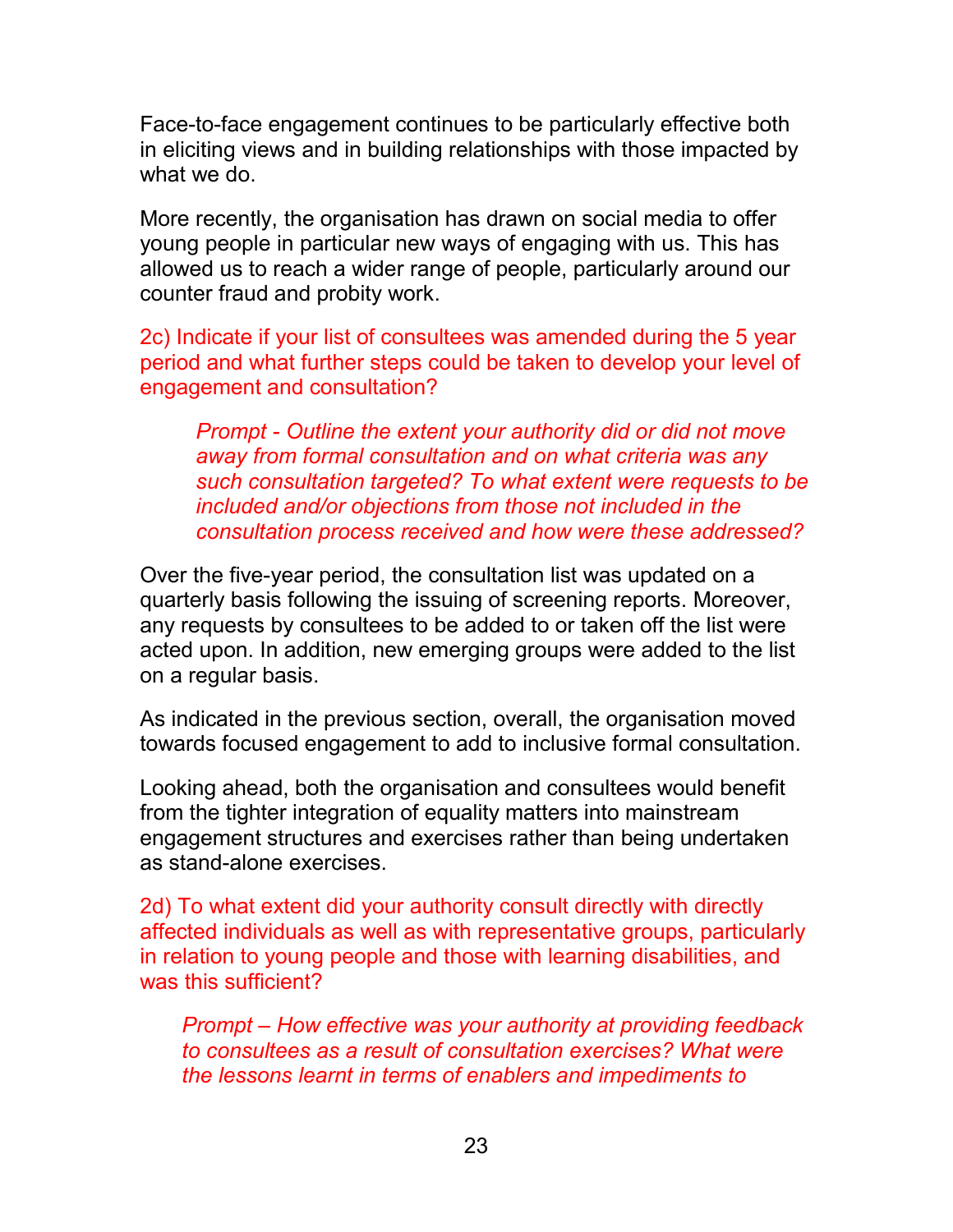Face-to-face engagement continues to be particularly effective both in eliciting views and in building relationships with those impacted by what we do.

More recently, the organisation has drawn on social media to offer young people in particular new ways of engaging with us. This has allowed us to reach a wider range of people, particularly around our counter fraud and probity work.

2c) Indicate if your list of consultees was amended during the 5 year period and what further steps could be taken to develop your level of engagement and consultation?

> *Prompt - Outline the extent your authority did or did not move away from formal consultation and on what criteria was any such consultation targeted? To what extent were requests to be included and/or objections from those not included in the consultation process received and how were these addressed?*

Over the five-year period, the consultation list was updated on a quarterly basis following the issuing of screening reports. Moreover, any requests by consultees to be added to or taken off the list were acted upon. In addition, new emerging groups were added to the list on a regular basis.

As indicated in the previous section, overall, the organisation moved towards focused engagement to add to inclusive formal consultation.

Looking ahead, both the organisation and consultees would benefit from the tighter integration of equality matters into mainstream engagement structures and exercises rather than being undertaken as stand-alone exercises.

2d) To what extent did your authority consult directly with directly affected individuals as well as with representative groups, particularly in relation to young people and those with learning disabilities, and was this sufficient?

> *Prompt – How effective was your authority at providing feedback to consultees as a result of consultation exercises? What were the lessons learnt in terms of enablers and impediments to*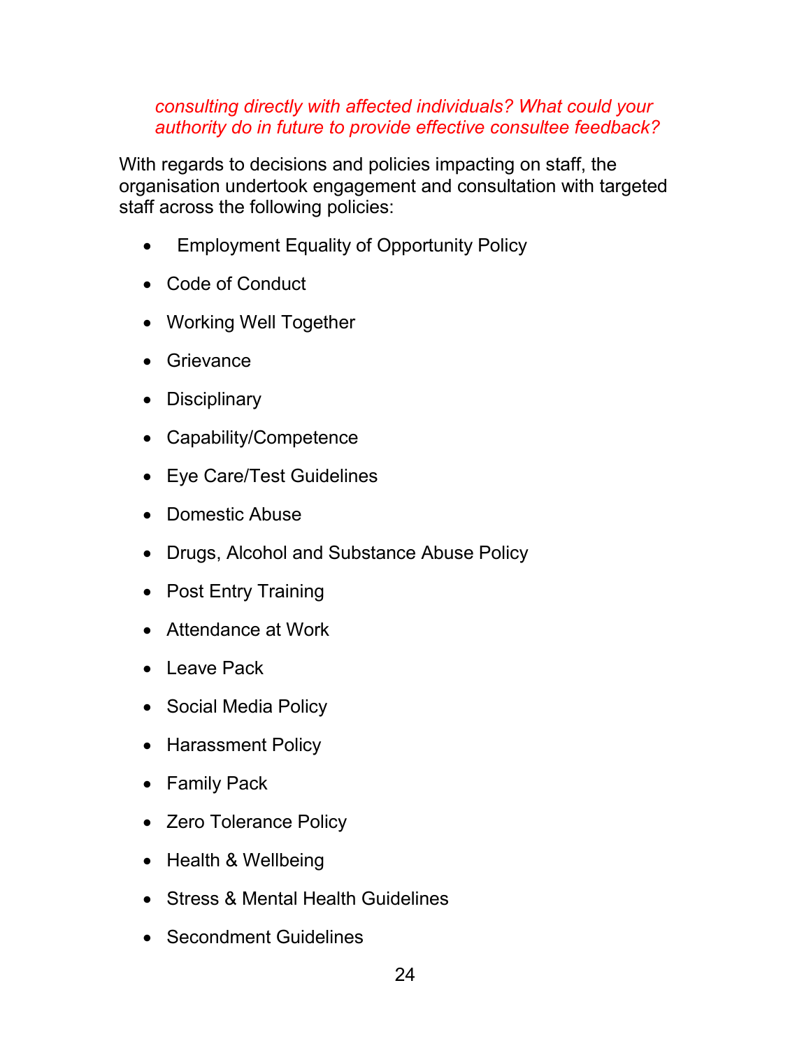*consulting directly with affected individuals? What could your authority do in future to provide effective consultee feedback?*

With regards to decisions and policies impacting on staff, the organisation undertook engagement and consultation with targeted staff across the following policies:

- Employment Equality of Opportunity Policy
- Code of Conduct
- Working Well Together
- Grievance
- Disciplinary
- Capability/Competence
- Eye Care/Test Guidelines
- Domestic Abuse
- Drugs, Alcohol and Substance Abuse Policy
- Post Entry Training
- Attendance at Work
- Leave Pack
- Social Media Policy
- Harassment Policy
- Family Pack
- Zero Tolerance Policy
- Health & Wellbeing
- Stress & Mental Health Guidelines
- Secondment Guidelines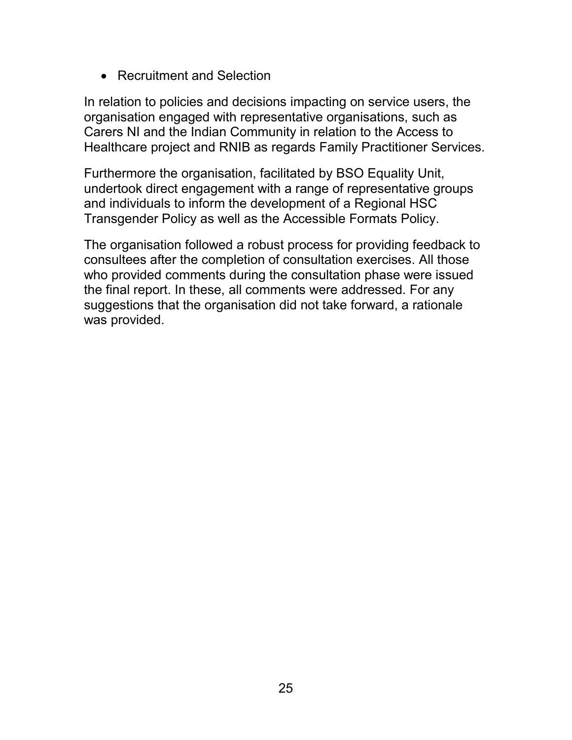- Recruitment and Selection

In relation to policies and decisions impacting on service users, the organisation engaged with representative organisations, such as Carers NI and the Indian Community in relation to the Access to Healthcare project and RNIB as regards Family Practitioner Services.

Furthermore the organisation, facilitated by BSO Equality Unit, undertook direct engagement with a range of representative groups and individuals to inform the development of a Regional HSC Transgender Policy as well as the Accessible Formats Policy.

The organisation followed a robust process for providing feedback to consultees after the completion of consultation exercises. All those who provided comments during the consultation phase were issued the final report. In these, all comments were addressed. For any suggestions that the organisation did not take forward, a rationale was provided.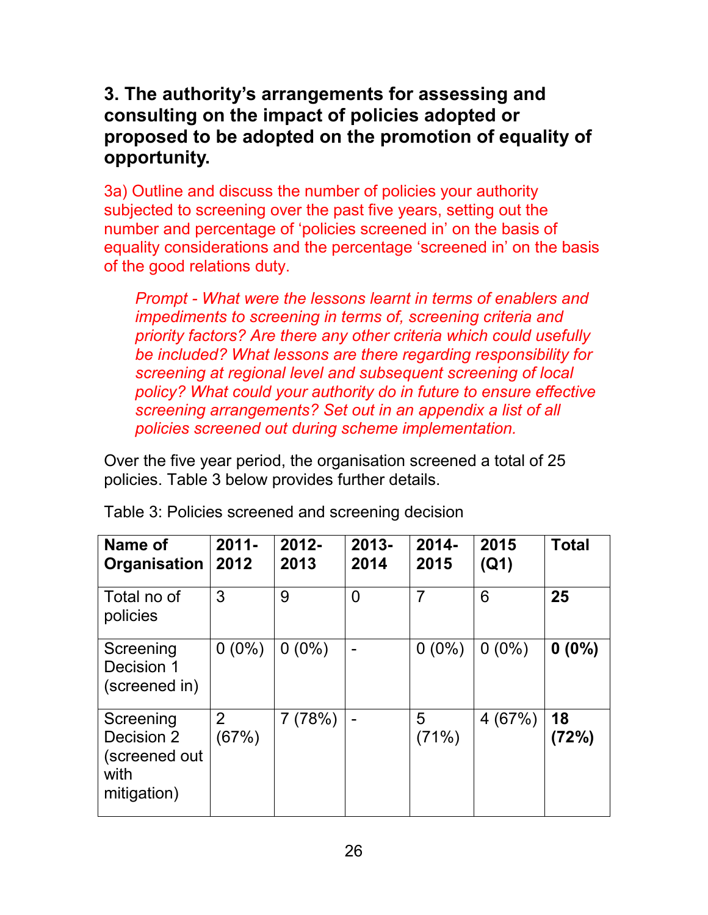### 3. The authority's arrangements for assessing and consulting on the impact of policies adopted or proposed to be adopted on the promotion of equality of opportunity.

3a) Outline and discuss the number of policies your authority subjected to screening over the past five years, setting out the number and percentage of 'policies screened in' on the basis of equality considerations and the percentage 'screened in' on the basis of the good relations duty.

> *Prompt - What were the lessons learnt in terms of enablers and impediments to screening in terms of, screening criteria and priority factors? Are there any other criteria which could usefully be included? What lessons are there regarding responsibility for screening at regional level and subsequent screening of local policy? What could your authority do in future to ensure effective screening arrangements? Set out in an appendix a list of all policies screened out during scheme implementation.*

Over the five year period, the organisation screened a total of 25 policies. Table 3 below provides further details.

Table 3: Policies screened and screening decision

| **Name of Organisation** | **2011-2012** | **2012-2013** | **2013-2014** | **2014-2015** | **2015 (Q1)** | **Total** |
|---|---|---|---|---|---|---|
| Total no of policies | 3 | 9 | 0 | 7 | 6 | **25** |
| Screening Decision 1 (screened in) | 0 (0%) | 0 (0%) | - | 0 (0%) | 0 (0%) | **0 (0%)** |
| Screening Decision 2 (screened out with mitigation) | 2 (67%) | 7 (78%) | - | 5 (71%) | 4 (67%) | **18 (72%)** |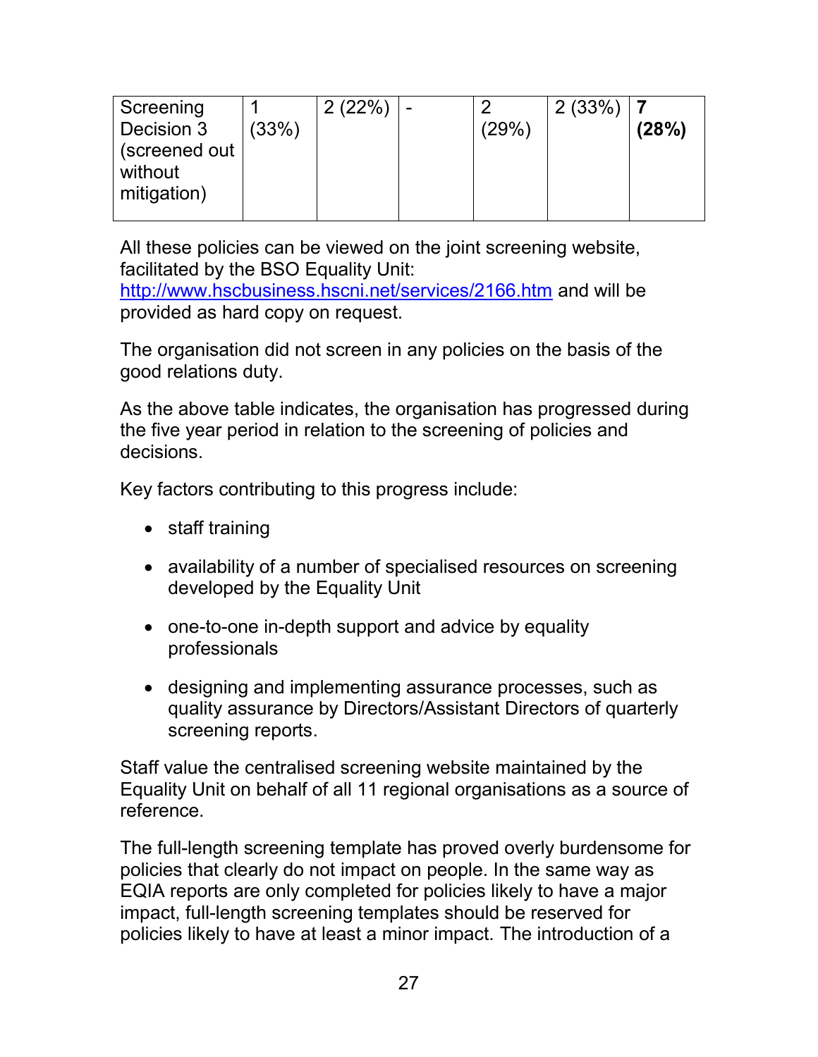| Screening Decision 3 (screened out without mitigation) | 1 (33%) | 2 (22%) | - | 2 (29%) | 2 (33%) | **7 (28%)** |
|---|---|---|---|---|---|---|

All these policies can be viewed on the joint screening website, facilitated by the BSO Equality Unit: http://www.hscbusiness.hscni.net/services/2166.htm and will be provided as hard copy on request.

The organisation did not screen in any policies on the basis of the good relations duty.

As the above table indicates, the organisation has progressed during the five year period in relation to the screening of policies and decisions.

Key factors contributing to this progress include:

- staff training
- availability of a number of specialised resources on screening developed by the Equality Unit
- one-to-one in-depth support and advice by equality professionals
- designing and implementing assurance processes, such as quality assurance by Directors/Assistant Directors of quarterly screening reports.

Staff value the centralised screening website maintained by the Equality Unit on behalf of all 11 regional organisations as a source of reference.

The full-length screening template has proved overly burdensome for policies that clearly do not impact on people. In the same way as EQIA reports are only completed for policies likely to have a major impact, full-length screening templates should be reserved for policies likely to have at least a minor impact. The introduction of a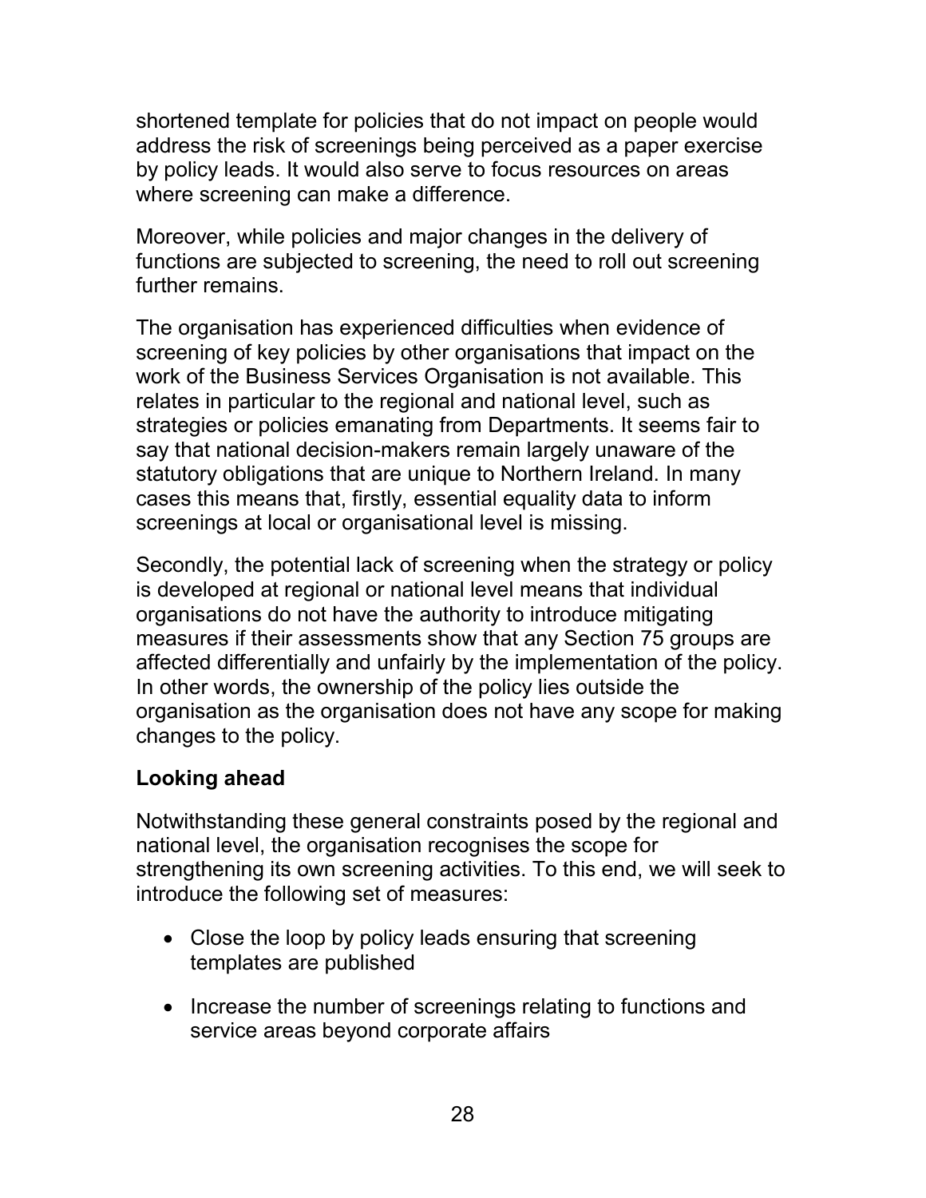shortened template for policies that do not impact on people would address the risk of screenings being perceived as a paper exercise by policy leads. It would also serve to focus resources on areas where screening can make a difference.

Moreover, while policies and major changes in the delivery of functions are subjected to screening, the need to roll out screening further remains.

The organisation has experienced difficulties when evidence of screening of key policies by other organisations that impact on the work of the Business Services Organisation is not available. This relates in particular to the regional and national level, such as strategies or policies emanating from Departments. It seems fair to say that national decision-makers remain largely unaware of the statutory obligations that are unique to Northern Ireland. In many cases this means that, firstly, essential equality data to inform screenings at local or organisational level is missing.

Secondly, the potential lack of screening when the strategy or policy is developed at regional or national level means that individual organisations do not have the authority to introduce mitigating measures if their assessments show that any Section 75 groups are affected differentially and unfairly by the implementation of the policy. In other words, the ownership of the policy lies outside the organisation as the organisation does not have any scope for making changes to the policy.

**Looking ahead**

Notwithstanding these general constraints posed by the regional and national level, the organisation recognises the scope for strengthening its own screening activities. To this end, we will seek to introduce the following set of measures:

- Close the loop by policy leads ensuring that screening templates are published
- Increase the number of screenings relating to functions and service areas beyond corporate affairs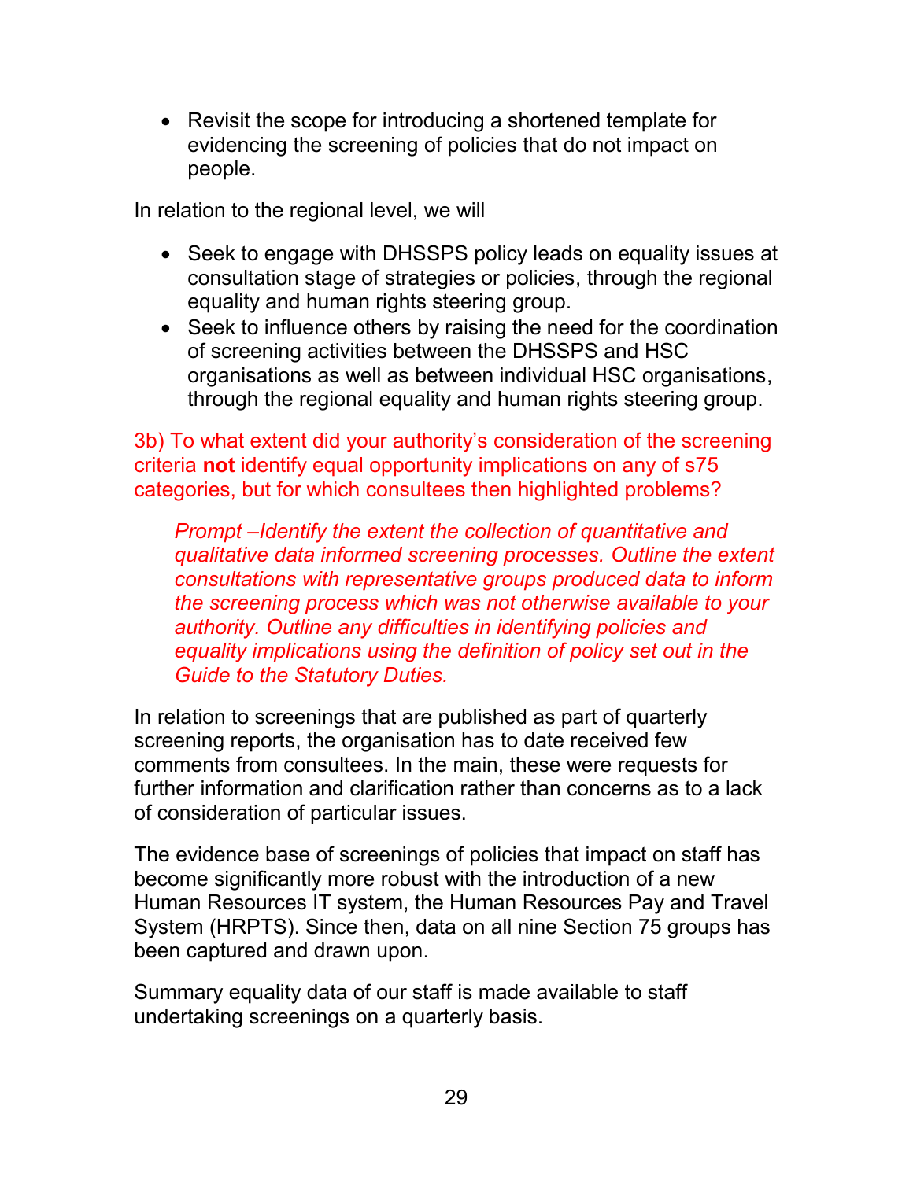- Revisit the scope for introducing a shortened template for evidencing the screening of policies that do not impact on people.

In relation to the regional level, we will

- Seek to engage with DHSSPS policy leads on equality issues at consultation stage of strategies or policies, through the regional equality and human rights steering group.
- Seek to influence others by raising the need for the coordination of screening activities between the DHSSPS and HSC organisations as well as between individual HSC organisations, through the regional equality and human rights steering group.

3b) To what extent did your authority's consideration of the screening criteria **not** identify equal opportunity implications on any of s75 categories, but for which consultees then highlighted problems?

> *Prompt –Identify the extent the collection of quantitative and qualitative data informed screening processes. Outline the extent consultations with representative groups produced data to inform the screening process which was not otherwise available to your authority. Outline any difficulties in identifying policies and equality implications using the definition of policy set out in the Guide to the Statutory Duties.*

In relation to screenings that are published as part of quarterly screening reports, the organisation has to date received few comments from consultees. In the main, these were requests for further information and clarification rather than concerns as to a lack of consideration of particular issues.

The evidence base of screenings of policies that impact on staff has become significantly more robust with the introduction of a new Human Resources IT system, the Human Resources Pay and Travel System (HRPTS). Since then, data on all nine Section 75 groups has been captured and drawn upon.

Summary equality data of our staff is made available to staff undertaking screenings on a quarterly basis.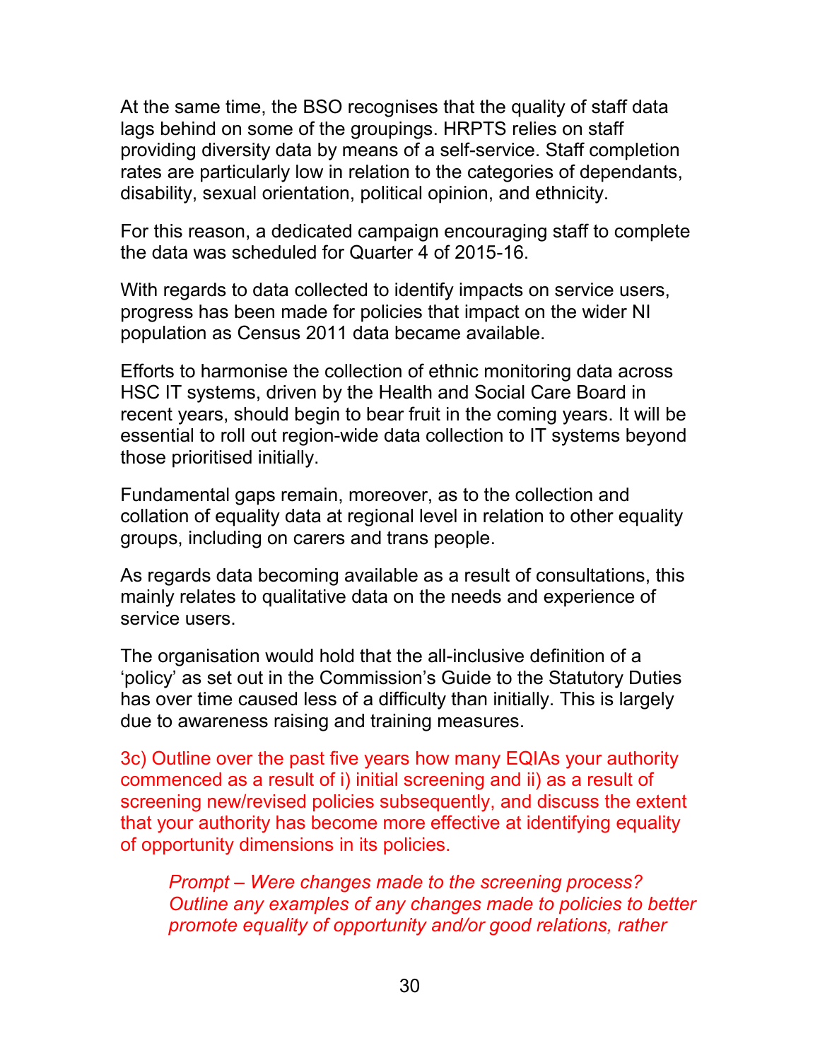At the same time, the BSO recognises that the quality of staff data lags behind on some of the groupings. HRPTS relies on staff providing diversity data by means of a self-service. Staff completion rates are particularly low in relation to the categories of dependants, disability, sexual orientation, political opinion, and ethnicity.

For this reason, a dedicated campaign encouraging staff to complete the data was scheduled for Quarter 4 of 2015-16.

With regards to data collected to identify impacts on service users, progress has been made for policies that impact on the wider NI population as Census 2011 data became available.

Efforts to harmonise the collection of ethnic monitoring data across HSC IT systems, driven by the Health and Social Care Board in recent years, should begin to bear fruit in the coming years. It will be essential to roll out region-wide data collection to IT systems beyond those prioritised initially.

Fundamental gaps remain, moreover, as to the collection and collation of equality data at regional level in relation to other equality groups, including on carers and trans people.

As regards data becoming available as a result of consultations, this mainly relates to qualitative data on the needs and experience of service users.

The organisation would hold that the all-inclusive definition of a 'policy' as set out in the Commission's Guide to the Statutory Duties has over time caused less of a difficulty than initially. This is largely due to awareness raising and training measures.

3c) Outline over the past five years how many EQIAs your authority commenced as a result of i) initial screening and ii) as a result of screening new/revised policies subsequently, and discuss the extent that your authority has become more effective at identifying equality of opportunity dimensions in its policies.

> *Prompt – Were changes made to the screening process? Outline any examples of any changes made to policies to better promote equality of opportunity and/or good relations, rather*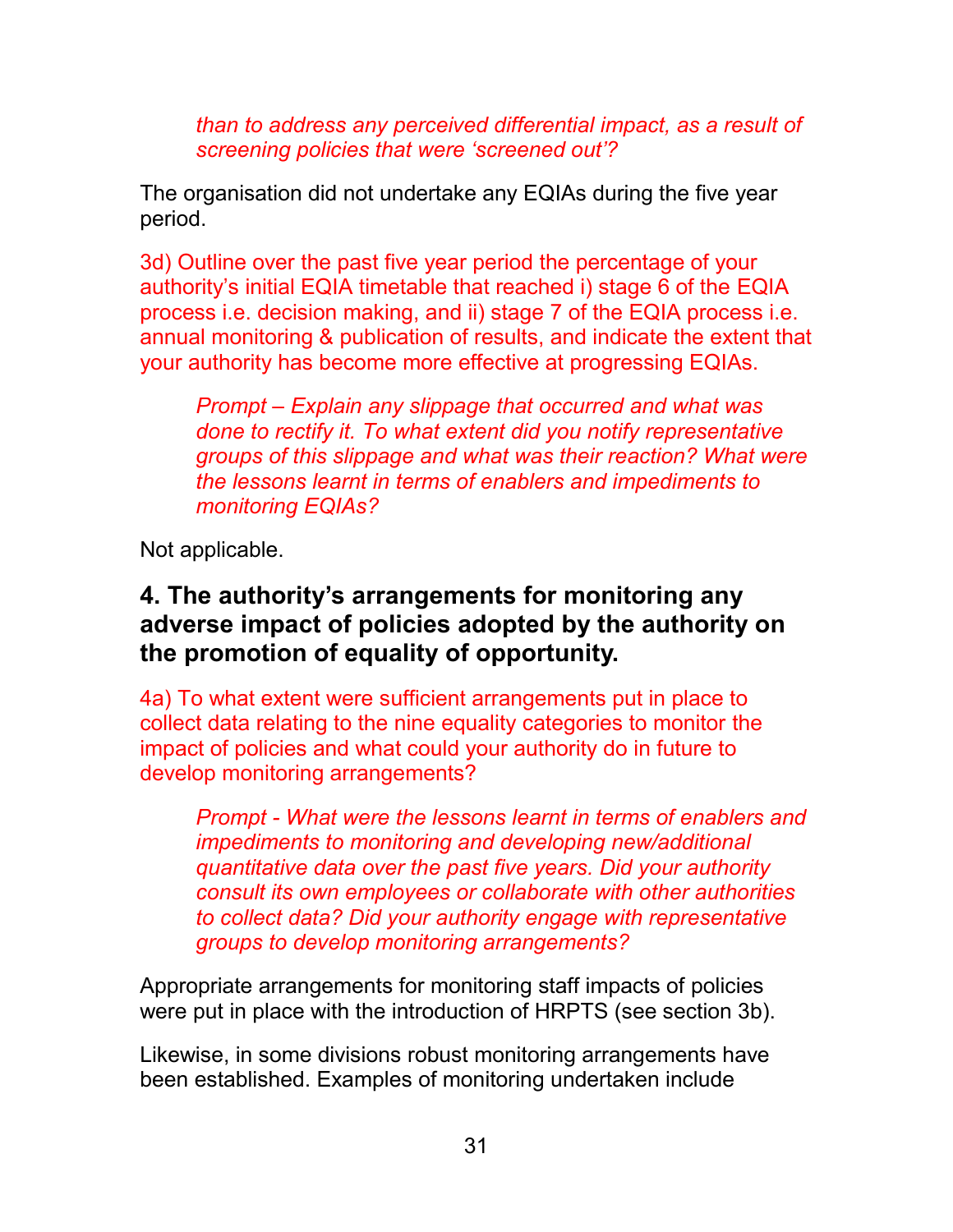*than to address any perceived differential impact, as a result of screening policies that were 'screened out'?*

The organisation did not undertake any EQIAs during the five year period.

3d) Outline over the past five year period the percentage of your authority's initial EQIA timetable that reached i) stage 6 of the EQIA process i.e. decision making, and ii) stage 7 of the EQIA process i.e. annual monitoring & publication of results, and indicate the extent that your authority has become more effective at progressing EQIAs.

*Prompt – Explain any slippage that occurred and what was done to rectify it. To what extent did you notify representative groups of this slippage and what was their reaction? What were the lessons learnt in terms of enablers and impediments to monitoring EQIAs?*

Not applicable.

## 4. The authority's arrangements for monitoring any adverse impact of policies adopted by the authority on the promotion of equality of opportunity.

4a) To what extent were sufficient arrangements put in place to collect data relating to the nine equality categories to monitor the impact of policies and what could your authority do in future to develop monitoring arrangements?

*Prompt - What were the lessons learnt in terms of enablers and impediments to monitoring and developing new/additional quantitative data over the past five years. Did your authority consult its own employees or collaborate with other authorities to collect data? Did your authority engage with representative groups to develop monitoring arrangements?*

Appropriate arrangements for monitoring staff impacts of policies were put in place with the introduction of HRPTS (see section 3b).

Likewise, in some divisions robust monitoring arrangements have been established. Examples of monitoring undertaken include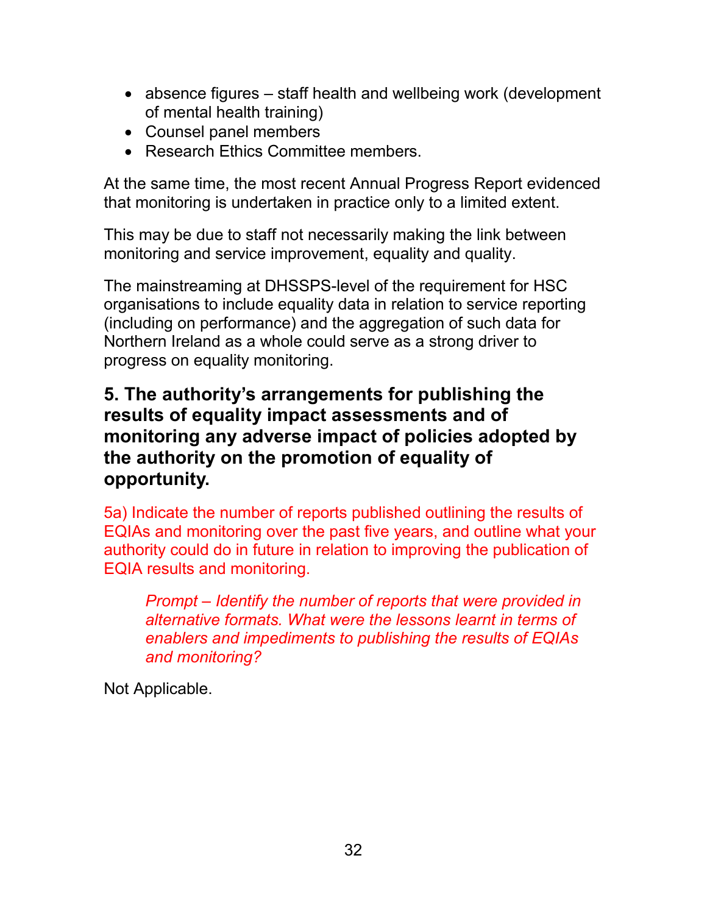- absence figures – staff health and wellbeing work (development of mental health training)
- Counsel panel members
- Research Ethics Committee members.

At the same time, the most recent Annual Progress Report evidenced that monitoring is undertaken in practice only to a limited extent.

This may be due to staff not necessarily making the link between monitoring and service improvement, equality and quality.

The mainstreaming at DHSSPS-level of the requirement for HSC organisations to include equality data in relation to service reporting (including on performance) and the aggregation of such data for Northern Ireland as a whole could serve as a strong driver to progress on equality monitoring.

## 5. The authority's arrangements for publishing the results of equality impact assessments and of monitoring any adverse impact of policies adopted by the authority on the promotion of equality of opportunity.

5a) Indicate the number of reports published outlining the results of EQIAs and monitoring over the past five years, and outline what your authority could do in future in relation to improving the publication of EQIA results and monitoring.

> *Prompt – Identify the number of reports that were provided in alternative formats. What were the lessons learnt in terms of enablers and impediments to publishing the results of EQIAs and monitoring?*

Not Applicable.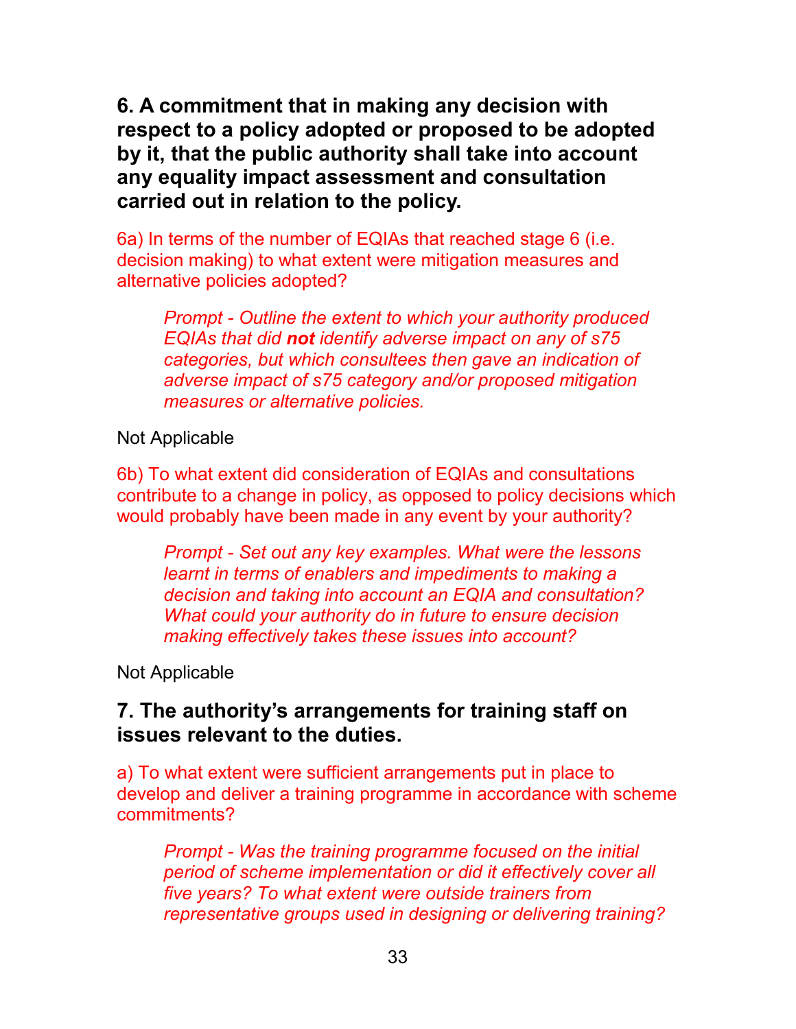## 6. A commitment that in making any decision with respect to a policy adopted or proposed to be adopted by it, that the public authority shall take into account any equality impact assessment and consultation carried out in relation to the policy.

6a) In terms of the number of EQIAs that reached stage 6 (i.e. decision making) to what extent were mitigation measures and alternative policies adopted?

> *Prompt - Outline the extent to which your authority produced EQIAs that did **not** identify adverse impact on any of s75 categories, but which consultees then gave an indication of adverse impact of s75 category and/or proposed mitigation measures or alternative policies.*

Not Applicable

6b) To what extent did consideration of EQIAs and consultations contribute to a change in policy, as opposed to policy decisions which would probably have been made in any event by your authority?

> *Prompt - Set out any key examples. What were the lessons learnt in terms of enablers and impediments to making a decision and taking into account an EQIA and consultation? What could your authority do in future to ensure decision making effectively takes these issues into account?*

Not Applicable

## 7. The authority's arrangements for training staff on issues relevant to the duties.

a) To what extent were sufficient arrangements put in place to develop and deliver a training programme in accordance with scheme commitments?

> *Prompt - Was the training programme focused on the initial period of scheme implementation or did it effectively cover all five years? To what extent were outside trainers from representative groups used in designing or delivering training?*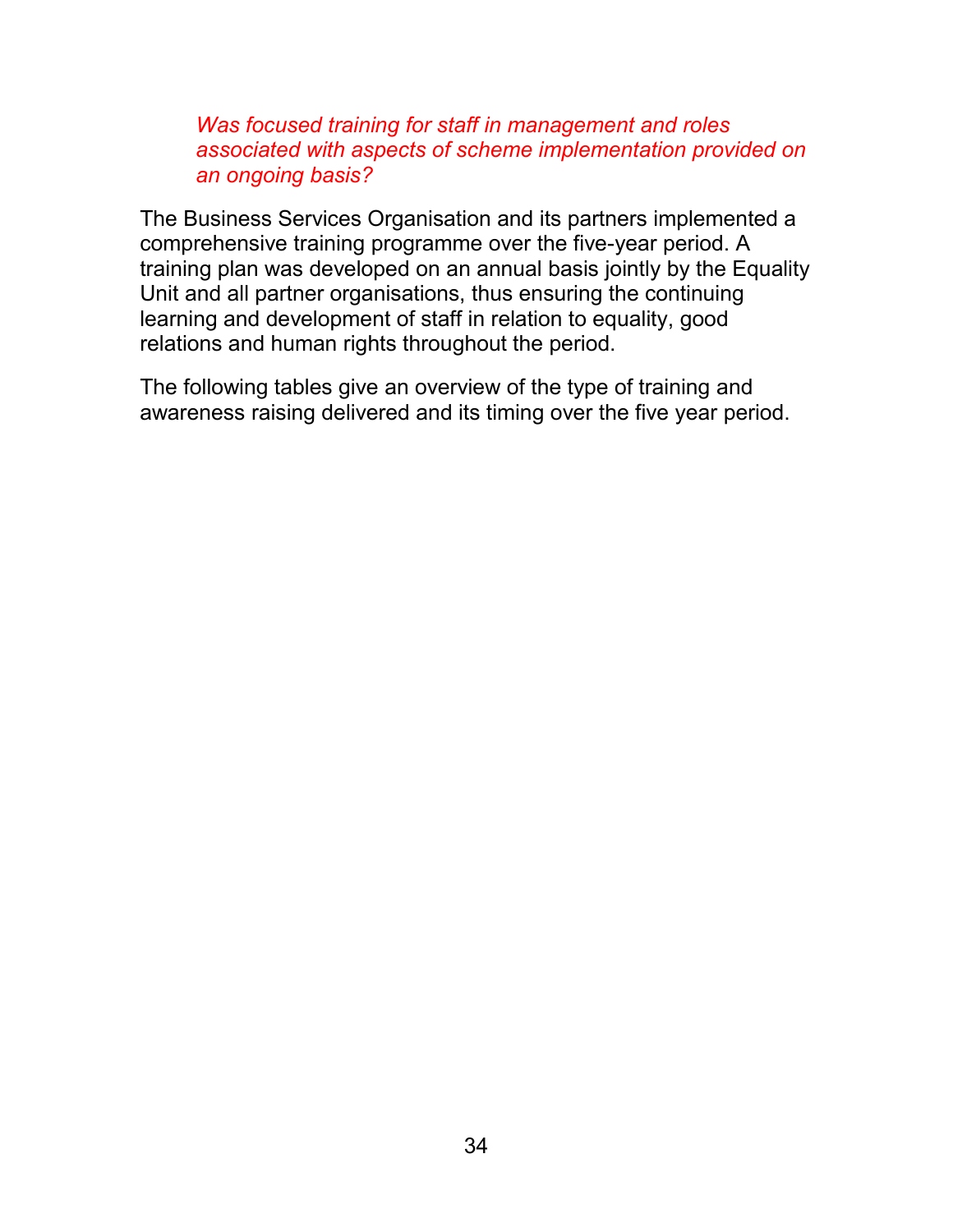*Was focused training for staff in management and roles associated with aspects of scheme implementation provided on an ongoing basis?*

The Business Services Organisation and its partners implemented a comprehensive training programme over the five-year period. A training plan was developed on an annual basis jointly by the Equality Unit and all partner organisations, thus ensuring the continuing learning and development of staff in relation to equality, good relations and human rights throughout the period.

The following tables give an overview of the type of training and awareness raising delivered and its timing over the five year period.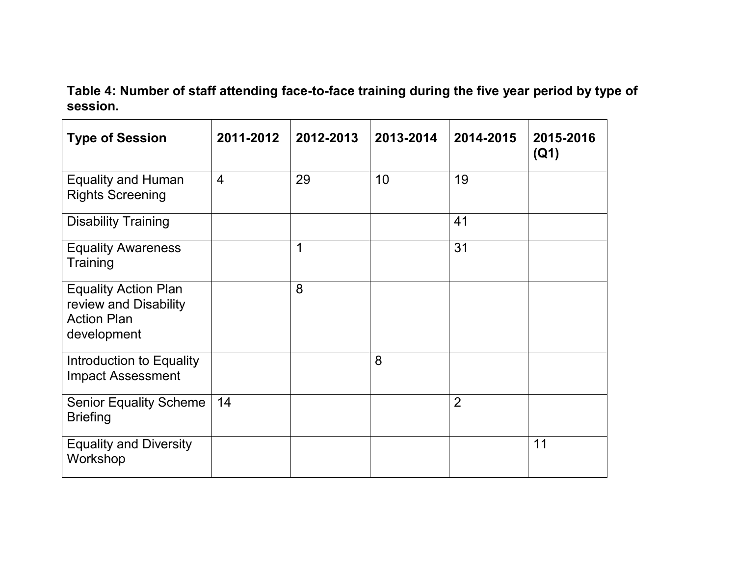**Table 4: Number of staff attending face-to-face training during the five year period by type of session.**

| Type of Session | 2011-2012 | 2012-2013 | 2013-2014 | 2014-2015 | 2015-2016 (Q1) |
|---|---|---|---|---|---|
| Equality and Human Rights Screening | 4 | 29 | 10 | 19 | |
| Disability Training | | | | 41 | |
| Equality Awareness Training | | 1 | | 31 | |
| Equality Action Plan review and Disability Action Plan development | | 8 | | | |
| Introduction to Equality Impact Assessment | | | 8 | | |
| Senior Equality Scheme Briefing | 14 | | | 2 | |
| Equality and Diversity Workshop | | | | | 11 |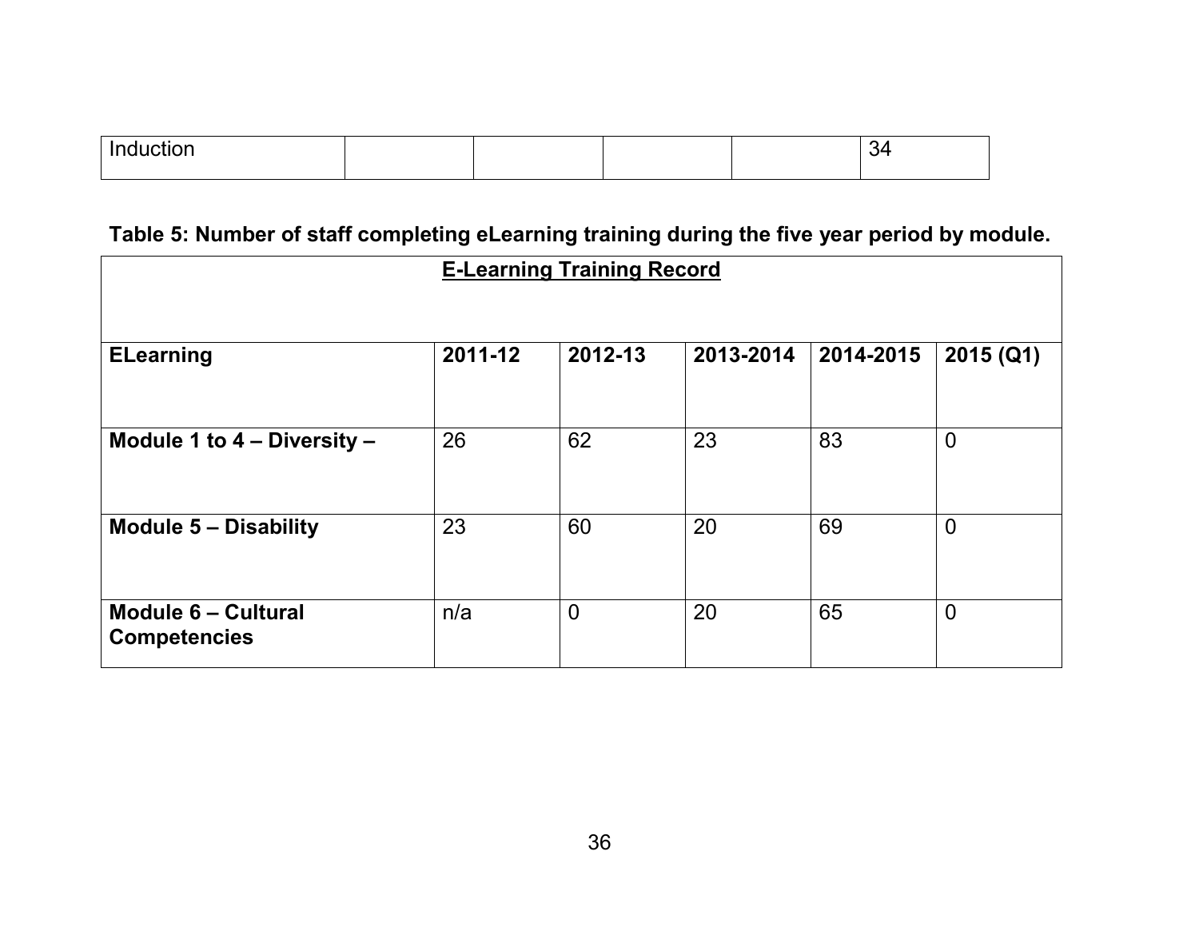| Induction | | | | | 34 |
|---|---|---|---|---|---|

**Table 5: Number of staff completing eLearning training during the five year period by module.**

| **E-Learning Training Record** | | | | | |
|---|---|---|---|---|---|
| **ELearning** | **2011-12** | **2012-13** | **2013-2014** | **2014-2015** | **2015 (Q1)** |
| **Module 1 to 4 – Diversity –** | 26 | 62 | 23 | 83 | 0 |
| **Module 5 – Disability** | 23 | 60 | 20 | 69 | 0 |
| **Module 6 – Cultural Competencies** | n/a | 0 | 20 | 65 | 0 |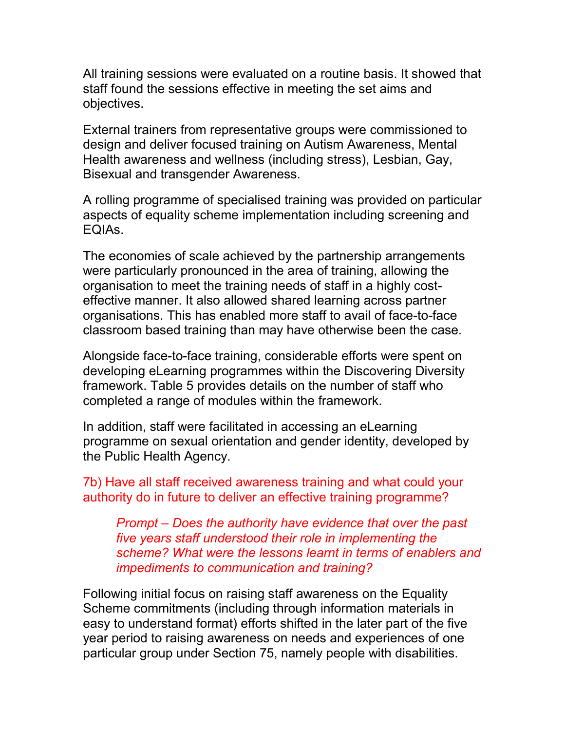All training sessions were evaluated on a routine basis. It showed that staff found the sessions effective in meeting the set aims and objectives.

External trainers from representative groups were commissioned to design and deliver focused training on Autism Awareness, Mental Health awareness and wellness (including stress), Lesbian, Gay, Bisexual and transgender Awareness.

A rolling programme of specialised training was provided on particular aspects of equality scheme implementation including screening and EQIAs.

The economies of scale achieved by the partnership arrangements were particularly pronounced in the area of training, allowing the organisation to meet the training needs of staff in a highly cost-effective manner. It also allowed shared learning across partner organisations. This has enabled more staff to avail of face-to-face classroom based training than may have otherwise been the case.

Alongside face-to-face training, considerable efforts were spent on developing eLearning programmes within the Discovering Diversity framework. Table 5 provides details on the number of staff who completed a range of modules within the framework.

In addition, staff were facilitated in accessing an eLearning programme on sexual orientation and gender identity, developed by the Public Health Agency.

7b) Have all staff received awareness training and what could your authority do in future to deliver an effective training programme?

> *Prompt – Does the authority have evidence that over the past five years staff understood their role in implementing the scheme? What were the lessons learnt in terms of enablers and impediments to communication and training?*

Following initial focus on raising staff awareness on the Equality Scheme commitments (including through information materials in easy to understand format) efforts shifted in the later part of the five year period to raising awareness on needs and experiences of one particular group under Section 75, namely people with disabilities.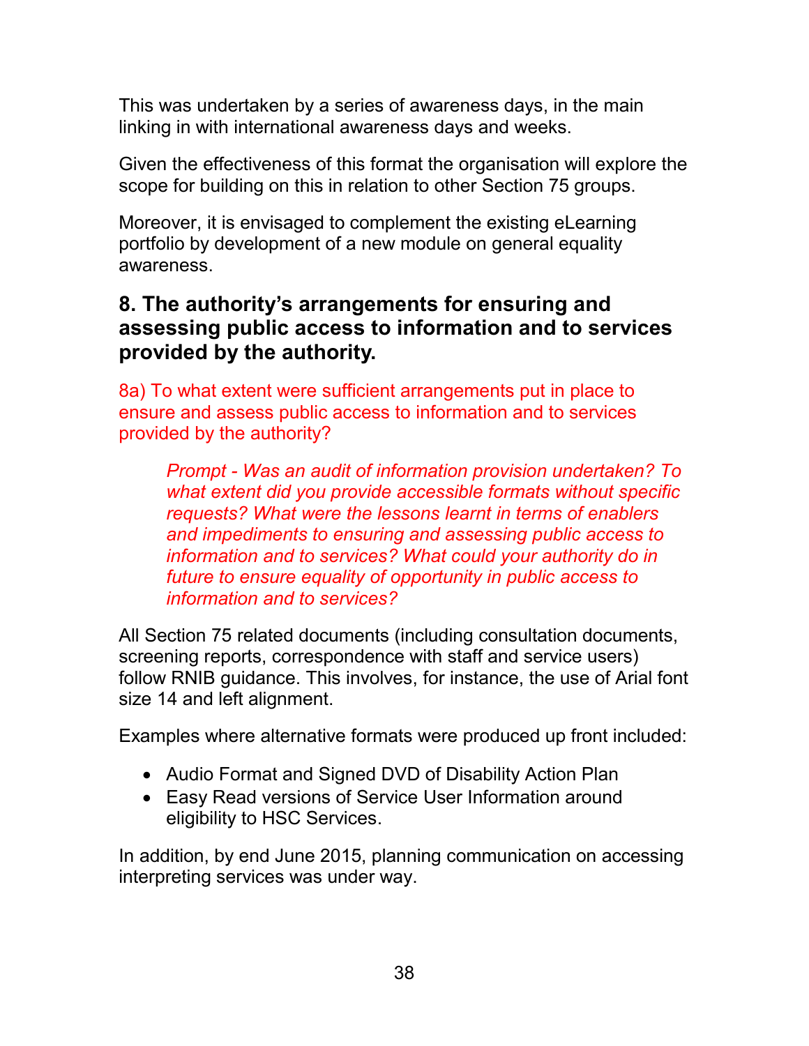This was undertaken by a series of awareness days, in the main linking in with international awareness days and weeks.

Given the effectiveness of this format the organisation will explore the scope for building on this in relation to other Section 75 groups.

Moreover, it is envisaged to complement the existing eLearning portfolio by development of a new module on general equality awareness.

## 8. The authority's arrangements for ensuring and assessing public access to information and to services provided by the authority.

8a) To what extent were sufficient arrangements put in place to ensure and assess public access to information and to services provided by the authority?

> *Prompt - Was an audit of information provision undertaken? To what extent did you provide accessible formats without specific requests? What were the lessons learnt in terms of enablers and impediments to ensuring and assessing public access to information and to services? What could your authority do in future to ensure equality of opportunity in public access to information and to services?*

All Section 75 related documents (including consultation documents, screening reports, correspondence with staff and service users) follow RNIB guidance. This involves, for instance, the use of Arial font size 14 and left alignment.

Examples where alternative formats were produced up front included:

- Audio Format and Signed DVD of Disability Action Plan
- Easy Read versions of Service User Information around eligibility to HSC Services.

In addition, by end June 2015, planning communication on accessing interpreting services was under way.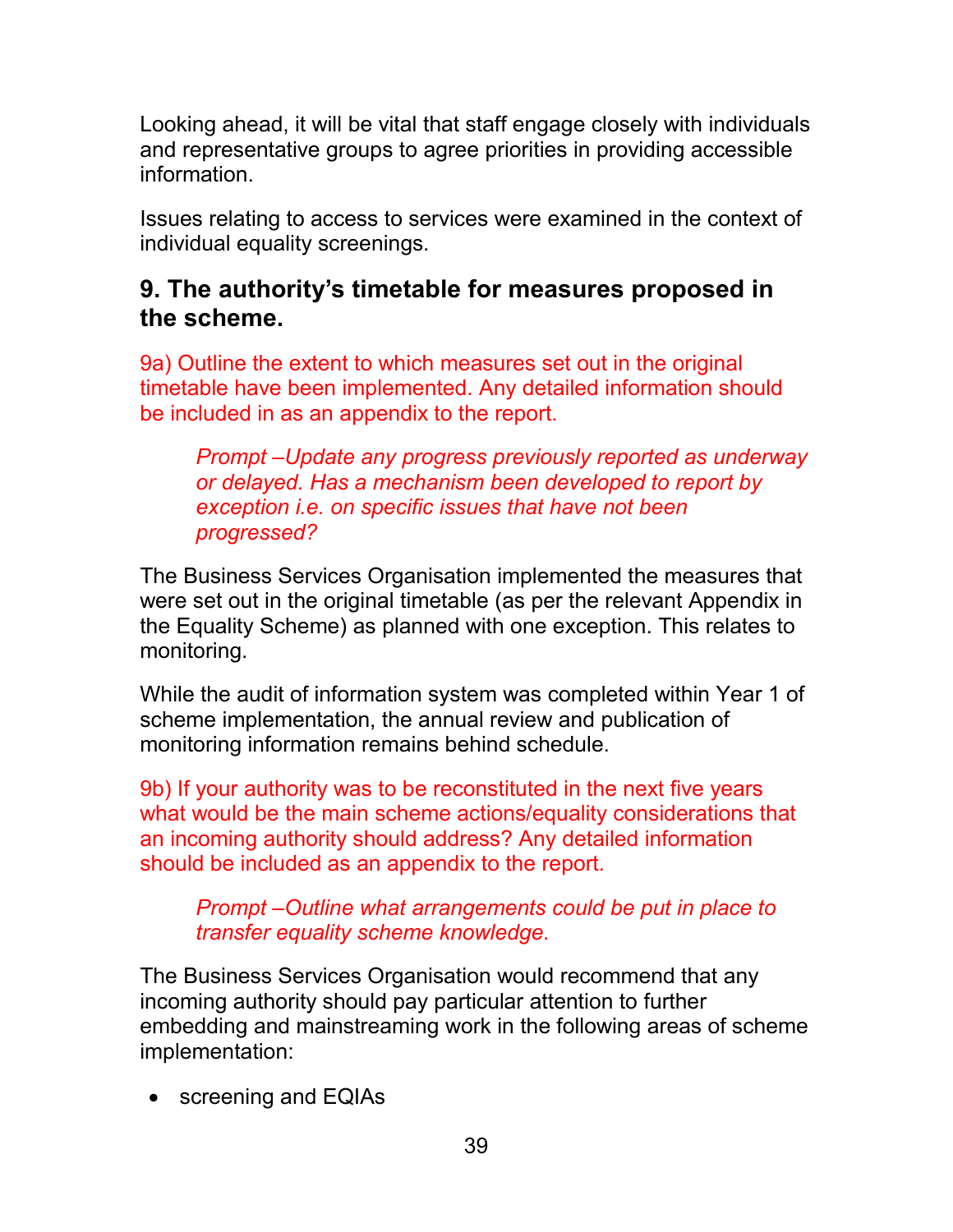Looking ahead, it will be vital that staff engage closely with individuals and representative groups to agree priorities in providing accessible information.

Issues relating to access to services were examined in the context of individual equality screenings.

## 9. The authority's timetable for measures proposed in the scheme.

9a) Outline the extent to which measures set out in the original timetable have been implemented. Any detailed information should be included in as an appendix to the report.

> *Prompt –Update any progress previously reported as underway or delayed. Has a mechanism been developed to report by exception i.e. on specific issues that have not been progressed?*

The Business Services Organisation implemented the measures that were set out in the original timetable (as per the relevant Appendix in the Equality Scheme) as planned with one exception. This relates to monitoring.

While the audit of information system was completed within Year 1 of scheme implementation, the annual review and publication of monitoring information remains behind schedule.

9b) If your authority was to be reconstituted in the next five years what would be the main scheme actions/equality considerations that an incoming authority should address? Any detailed information should be included as an appendix to the report.

> *Prompt –Outline what arrangements could be put in place to transfer equality scheme knowledge.*

The Business Services Organisation would recommend that any incoming authority should pay particular attention to further embedding and mainstreaming work in the following areas of scheme implementation:

- screening and EQIAs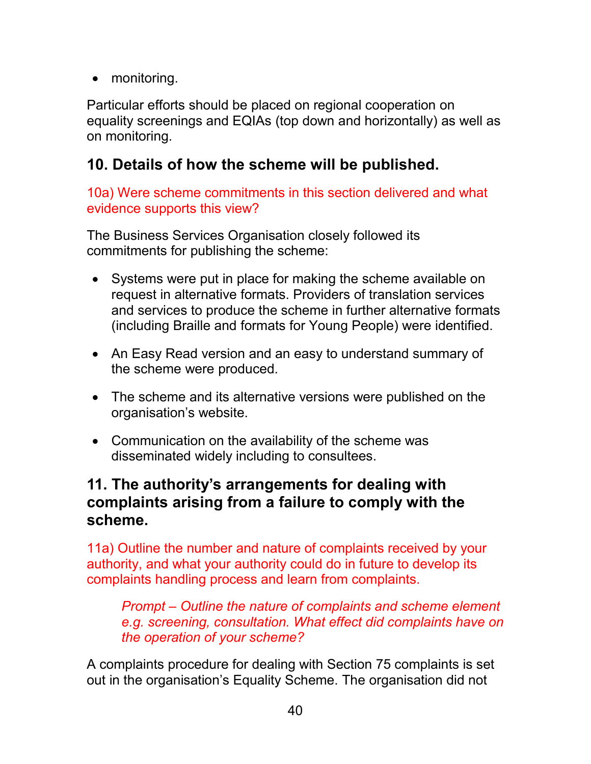- monitoring.

Particular efforts should be placed on regional cooperation on equality screenings and EQIAs (top down and horizontally) as well as on monitoring.

## 10. Details of how the scheme will be published.

10a) Were scheme commitments in this section delivered and what evidence supports this view?

The Business Services Organisation closely followed its commitments for publishing the scheme:

- Systems were put in place for making the scheme available on request in alternative formats. Providers of translation services and services to produce the scheme in further alternative formats (including Braille and formats for Young People) were identified.
- An Easy Read version and an easy to understand summary of the scheme were produced.
- The scheme and its alternative versions were published on the organisation's website.
- Communication on the availability of the scheme was disseminated widely including to consultees.

## 11. The authority's arrangements for dealing with complaints arising from a failure to comply with the scheme.

11a) Outline the number and nature of complaints received by your authority, and what your authority could do in future to develop its complaints handling process and learn from complaints.

> *Prompt – Outline the nature of complaints and scheme element e.g. screening, consultation. What effect did complaints have on the operation of your scheme?*

A complaints procedure for dealing with Section 75 complaints is set out in the organisation's Equality Scheme. The organisation did not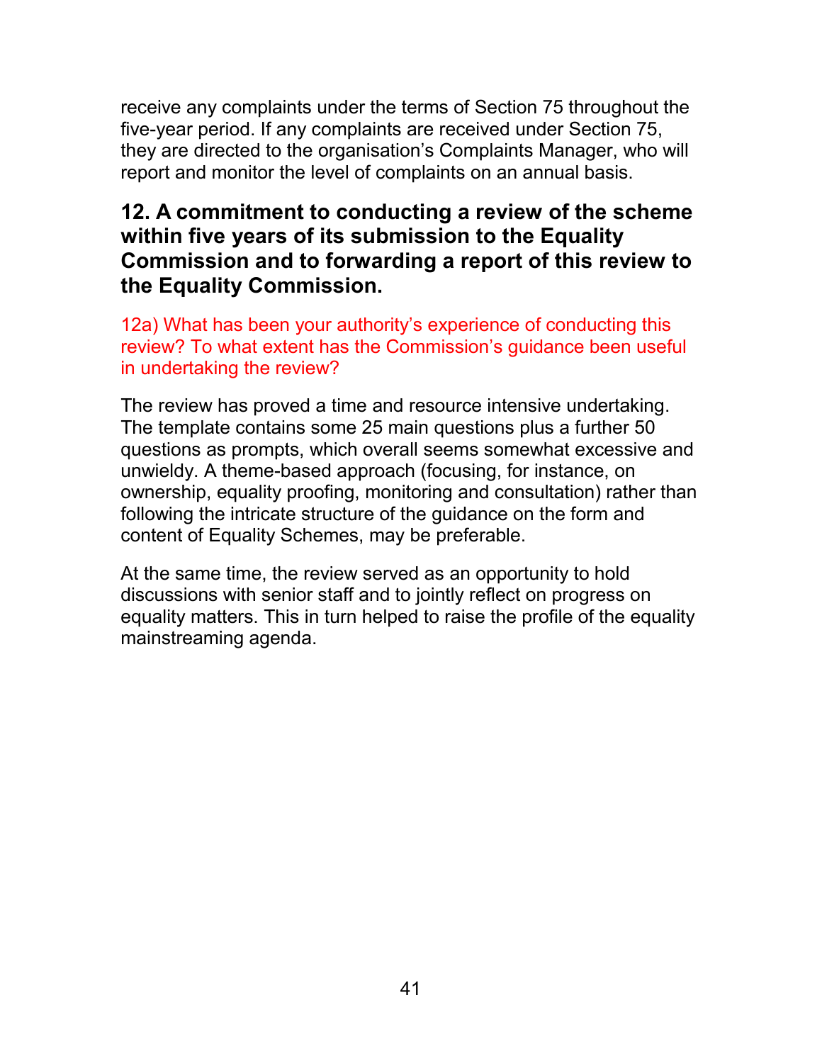receive any complaints under the terms of Section 75 throughout the five-year period. If any complaints are received under Section 75, they are directed to the organisation's Complaints Manager, who will report and monitor the level of complaints on an annual basis.

## 12. A commitment to conducting a review of the scheme within five years of its submission to the Equality Commission and to forwarding a report of this review to the Equality Commission.

12a) What has been your authority's experience of conducting this review? To what extent has the Commission's guidance been useful in undertaking the review?

The review has proved a time and resource intensive undertaking. The template contains some 25 main questions plus a further 50 questions as prompts, which overall seems somewhat excessive and unwieldy. A theme-based approach (focusing, for instance, on ownership, equality proofing, monitoring and consultation) rather than following the intricate structure of the guidance on the form and content of Equality Schemes, may be preferable.

At the same time, the review served as an opportunity to hold discussions with senior staff and to jointly reflect on progress on equality matters. This in turn helped to raise the profile of the equality mainstreaming agenda.